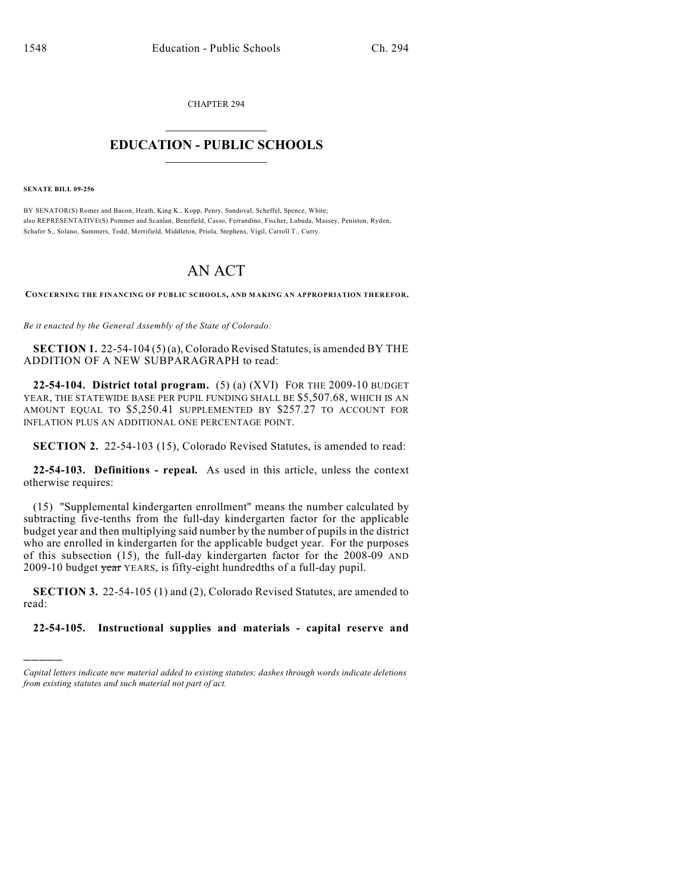CHAPTER 294

# EDUCATION - PUBLIC SCHOOLS

**SENATE BILL 09-256**

BY SENATOR(S) Romer and Bacon, Heath, King K., Kopp, Penry, Sandoval, Scheffel, Spence, White;
also REPRESENTATIVE(S) Pommer and Scanlan, Benefield, Casso, Ferrandino, Fischer, Labuda, Massey, Peniston, Ryden, Schafer S., Solano, Summers, Todd, Merrifield, Middleton, Priola, Stephens, Vigil, Carroll T., Curry.

# AN ACT

**CONCERNING THE FINANCING OF PUBLIC SCHOOLS, AND MAKING AN APPROPRIATION THEREFOR.**

*Be it enacted by the General Assembly of the State of Colorado:*

**SECTION 1.** 22-54-104 (5) (a), Colorado Revised Statutes, is amended BY THE ADDITION OF A NEW SUBPARAGRAPH to read:

**22-54-104. District total program.** (5) (a) (XVI) FOR THE 2009-10 BUDGET YEAR, THE STATEWIDE BASE PER PUPIL FUNDING SHALL BE $5,507.68, WHICH IS AN AMOUNT EQUAL TO $5,250.41 SUPPLEMENTED BY $257.27 TO ACCOUNT FOR INFLATION PLUS AN ADDITIONAL ONE PERCENTAGE POINT.

**SECTION 2.** 22-54-103 (15), Colorado Revised Statutes, is amended to read:

**22-54-103. Definitions - repeal.** As used in this article, unless the context otherwise requires:

(15) "Supplemental kindergarten enrollment" means the number calculated by subtracting five-tenths from the full-day kindergarten factor for the applicable budget year and then multiplying said number by the number of pupils in the district who are enrolled in kindergarten for the applicable budget year. For the purposes of this subsection (15), the full-day kindergarten factor for the 2008-09 AND 2009-10 budget ~~year~~ YEARS, is fifty-eight hundredths of a full-day pupil.

**SECTION 3.** 22-54-105 (1) and (2), Colorado Revised Statutes, are amended to read:

**22-54-105. Instructional supplies and materials - capital reserve and**

---

*Capital letters indicate new material added to existing statutes; dashes through words indicate deletions from existing statutes and such material not part of act.*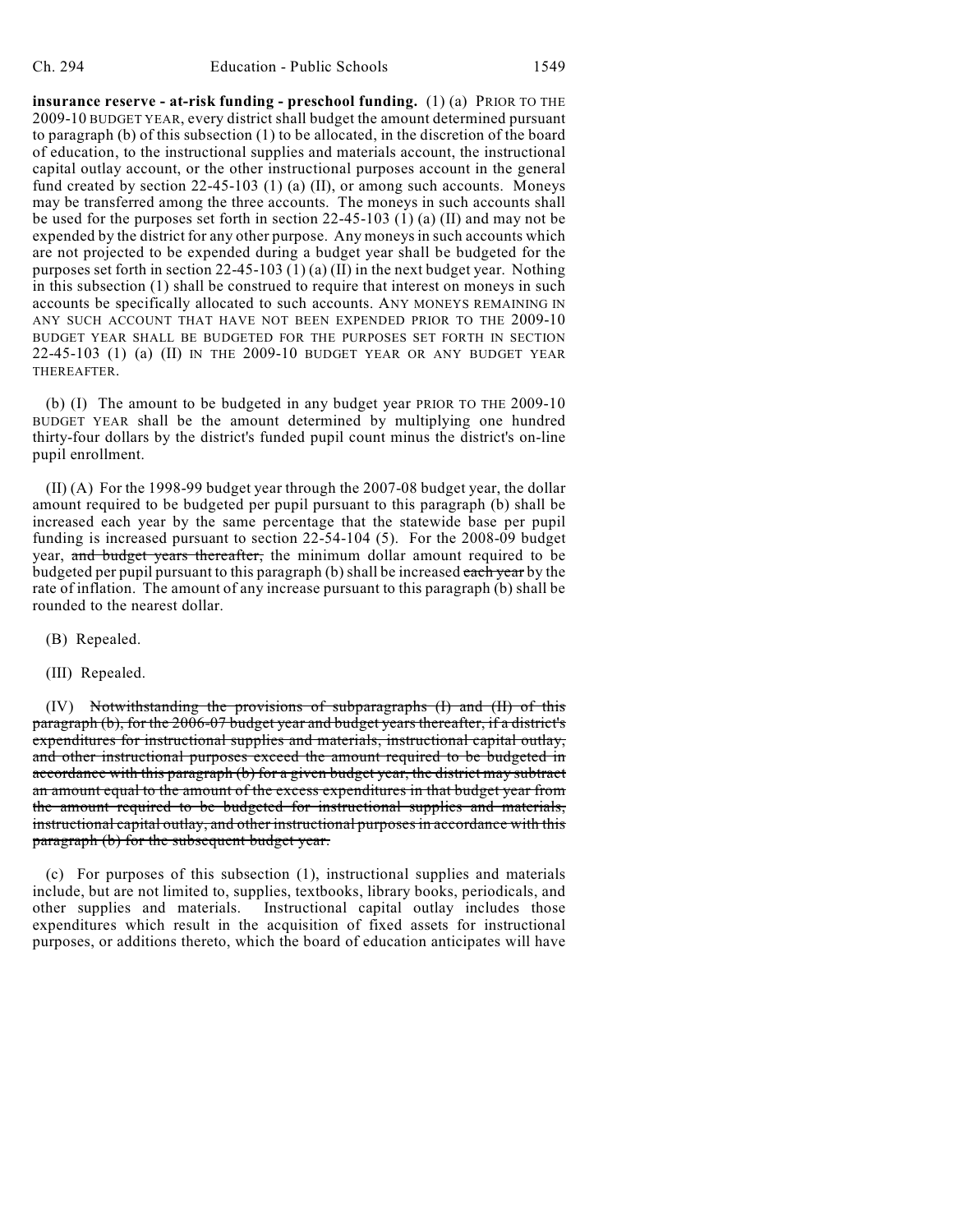**insurance reserve - at-risk funding - preschool funding.** (1) (a) PRIOR TO THE 2009-10 BUDGET YEAR, every district shall budget the amount determined pursuant to paragraph (b) of this subsection (1) to be allocated, in the discretion of the board of education, to the instructional supplies and materials account, the instructional capital outlay account, or the other instructional purposes account in the general fund created by section 22-45-103 (1) (a) (II), or among such accounts. Moneys may be transferred among the three accounts. The moneys in such accounts shall be used for the purposes set forth in section 22-45-103 (1) (a) (II) and may not be expended by the district for any other purpose. Any moneys in such accounts which are not projected to be expended during a budget year shall be budgeted for the purposes set forth in section 22-45-103 (1) (a) (II) in the next budget year. Nothing in this subsection (1) shall be construed to require that interest on moneys in such accounts be specifically allocated to such accounts. ANY MONEYS REMAINING IN ANY SUCH ACCOUNT THAT HAVE NOT BEEN EXPENDED PRIOR TO THE 2009-10 BUDGET YEAR SHALL BE BUDGETED FOR THE PURPOSES SET FORTH IN SECTION 22-45-103 (1) (a) (II) IN THE 2009-10 BUDGET YEAR OR ANY BUDGET YEAR THEREAFTER.

(b) (I) The amount to be budgeted in any budget year PRIOR TO THE 2009-10 BUDGET YEAR shall be the amount determined by multiplying one hundred thirty-four dollars by the district's funded pupil count minus the district's on-line pupil enrollment.

(II) (A) For the 1998-99 budget year through the 2007-08 budget year, the dollar amount required to be budgeted per pupil pursuant to this paragraph (b) shall be increased each year by the same percentage that the statewide base per pupil funding is increased pursuant to section 22-54-104 (5). For the 2008-09 budget year, ~~and budget years thereafter,~~ the minimum dollar amount required to be budgeted per pupil pursuant to this paragraph (b) shall be increased ~~each year~~ by the rate of inflation. The amount of any increase pursuant to this paragraph (b) shall be rounded to the nearest dollar.

(B) Repealed.

(III) Repealed.

(IV) ~~Notwithstanding the provisions of subparagraphs (I) and (II) of this paragraph (b), for the 2006-07 budget year and budget years thereafter, if a district's expenditures for instructional supplies and materials, instructional capital outlay, and other instructional purposes exceed the amount required to be budgeted in accordance with this paragraph (b) for a given budget year, the district may subtract an amount equal to the amount of the excess expenditures in that budget year from the amount required to be budgeted for instructional supplies and materials, instructional capital outlay, and other instructional purposes in accordance with this paragraph (b) for the subsequent budget year.~~

(c) For purposes of this subsection (1), instructional supplies and materials include, but are not limited to, supplies, textbooks, library books, periodicals, and other supplies and materials. Instructional capital outlay includes those expenditures which result in the acquisition of fixed assets for instructional purposes, or additions thereto, which the board of education anticipates will have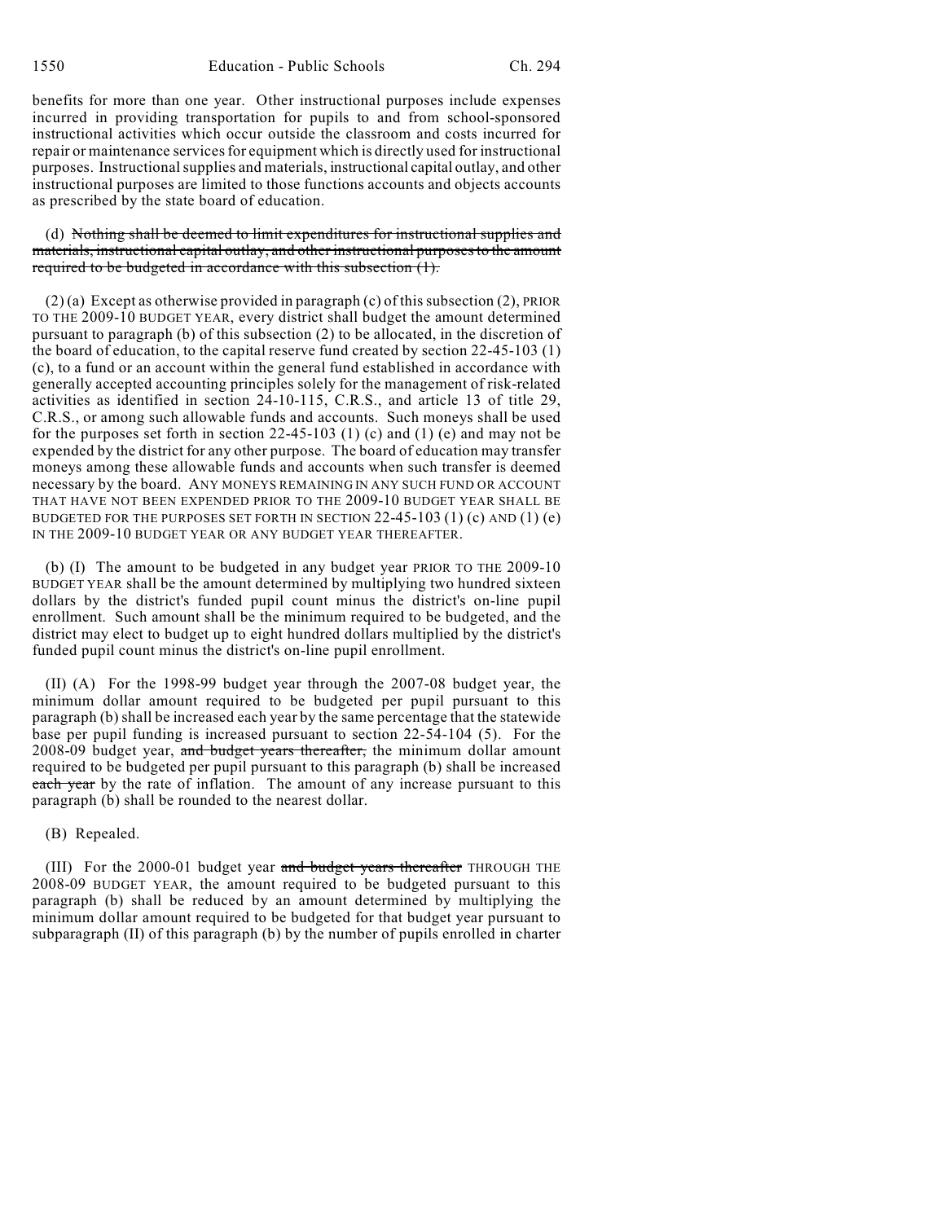benefits for more than one year. Other instructional purposes include expenses incurred in providing transportation for pupils to and from school-sponsored instructional activities which occur outside the classroom and costs incurred for repair or maintenance services for equipment which is directly used for instructional purposes. Instructional supplies and materials, instructional capital outlay, and other instructional purposes are limited to those functions accounts and objects accounts as prescribed by the state board of education.

(d) ~~Nothing shall be deemed to limit expenditures for instructional supplies and materials, instructional capital outlay, and other instructional purposes to the amount required to be budgeted in accordance with this subsection (1).~~

(2) (a) Except as otherwise provided in paragraph (c) of this subsection (2), PRIOR TO THE 2009-10 BUDGET YEAR, every district shall budget the amount determined pursuant to paragraph (b) of this subsection (2) to be allocated, in the discretion of the board of education, to the capital reserve fund created by section 22-45-103 (1) (c), to a fund or an account within the general fund established in accordance with generally accepted accounting principles solely for the management of risk-related activities as identified in section 24-10-115, C.R.S., and article 13 of title 29, C.R.S., or among such allowable funds and accounts. Such moneys shall be used for the purposes set forth in section 22-45-103 (1) (c) and (1) (e) and may not be expended by the district for any other purpose. The board of education may transfer moneys among these allowable funds and accounts when such transfer is deemed necessary by the board. ANY MONEYS REMAINING IN ANY SUCH FUND OR ACCOUNT THAT HAVE NOT BEEN EXPENDED PRIOR TO THE 2009-10 BUDGET YEAR SHALL BE BUDGETED FOR THE PURPOSES SET FORTH IN SECTION 22-45-103 (1) (c) AND (1) (e) IN THE 2009-10 BUDGET YEAR OR ANY BUDGET YEAR THEREAFTER.

(b) (I) The amount to be budgeted in any budget year PRIOR TO THE 2009-10 BUDGET YEAR shall be the amount determined by multiplying two hundred sixteen dollars by the district's funded pupil count minus the district's on-line pupil enrollment. Such amount shall be the minimum required to be budgeted, and the district may elect to budget up to eight hundred dollars multiplied by the district's funded pupil count minus the district's on-line pupil enrollment.

(II) (A) For the 1998-99 budget year through the 2007-08 budget year, the minimum dollar amount required to be budgeted per pupil pursuant to this paragraph (b) shall be increased each year by the same percentage that the statewide base per pupil funding is increased pursuant to section 22-54-104 (5). For the 2008-09 budget year, ~~and budget years thereafter,~~ the minimum dollar amount required to be budgeted per pupil pursuant to this paragraph (b) shall be increased ~~each year~~ by the rate of inflation. The amount of any increase pursuant to this paragraph (b) shall be rounded to the nearest dollar.

(B) Repealed.

(III) For the 2000-01 budget year ~~and budget years thereafter~~ THROUGH THE 2008-09 BUDGET YEAR, the amount required to be budgeted pursuant to this paragraph (b) shall be reduced by an amount determined by multiplying the minimum dollar amount required to be budgeted for that budget year pursuant to subparagraph (II) of this paragraph (b) by the number of pupils enrolled in charter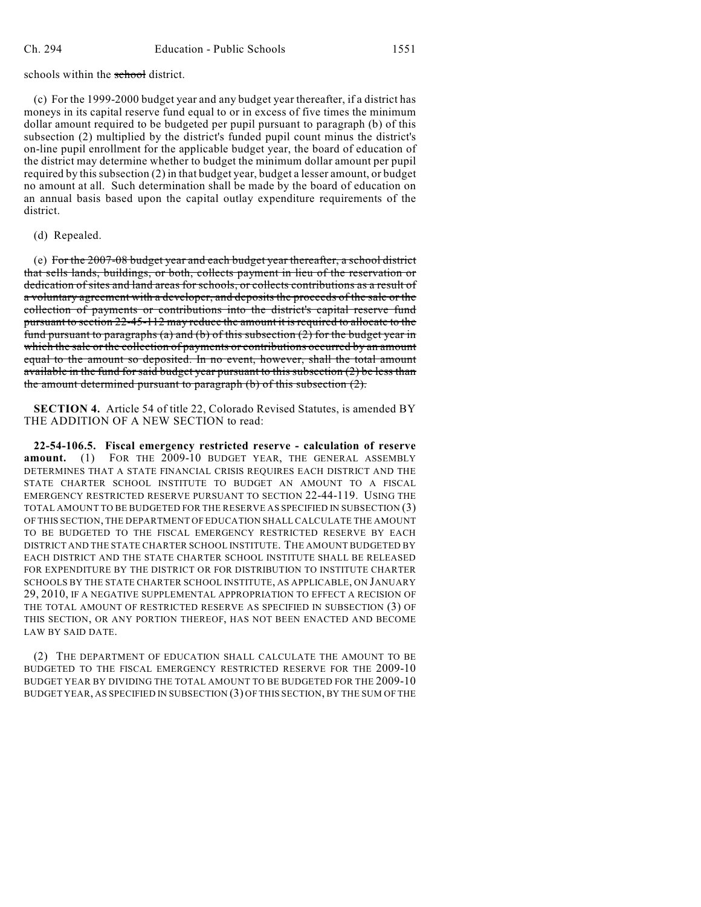schools within the ~~school~~ district.

(c) For the 1999-2000 budget year and any budget year thereafter, if a district has moneys in its capital reserve fund equal to or in excess of five times the minimum dollar amount required to be budgeted per pupil pursuant to paragraph (b) of this subsection (2) multiplied by the district's funded pupil count minus the district's on-line pupil enrollment for the applicable budget year, the board of education of the district may determine whether to budget the minimum dollar amount per pupil required by this subsection (2) in that budget year, budget a lesser amount, or budget no amount at all. Such determination shall be made by the board of education on an annual basis based upon the capital outlay expenditure requirements of the district.

(d) Repealed.

(e) ~~For the 2007-08 budget year and each budget year thereafter, a school district that sells lands, buildings, or both, collects payment in lieu of the reservation or dedication of sites and land areas for schools, or collects contributions as a result of a voluntary agreement with a developer, and deposits the proceeds of the sale or the collection of payments or contributions into the district's capital reserve fund pursuant to section 22-45-112 may reduce the amount it is required to allocate to the fund pursuant to paragraphs (a) and (b) of this subsection (2) for the budget year in which the sale or the collection of payments or contributions occurred by an amount equal to the amount so deposited. In no event, however, shall the total amount available in the fund for said budget year pursuant to this subsection (2) be less than the amount determined pursuant to paragraph (b) of this subsection (2).~~

**SECTION 4.** Article 54 of title 22, Colorado Revised Statutes, is amended BY THE ADDITION OF A NEW SECTION to read:

**22-54-106.5. Fiscal emergency restricted reserve - calculation of reserve amount.** (1) FOR THE 2009-10 BUDGET YEAR, THE GENERAL ASSEMBLY DETERMINES THAT A STATE FINANCIAL CRISIS REQUIRES EACH DISTRICT AND THE STATE CHARTER SCHOOL INSTITUTE TO BUDGET AN AMOUNT TO A FISCAL EMERGENCY RESTRICTED RESERVE PURSUANT TO SECTION 22-44-119. USING THE TOTAL AMOUNT TO BE BUDGETED FOR THE RESERVE AS SPECIFIED IN SUBSECTION (3) OF THIS SECTION, THE DEPARTMENT OF EDUCATION SHALL CALCULATE THE AMOUNT TO BE BUDGETED TO THE FISCAL EMERGENCY RESTRICTED RESERVE BY EACH DISTRICT AND THE STATE CHARTER SCHOOL INSTITUTE. THE AMOUNT BUDGETED BY EACH DISTRICT AND THE STATE CHARTER SCHOOL INSTITUTE SHALL BE RELEASED FOR EXPENDITURE BY THE DISTRICT OR FOR DISTRIBUTION TO INSTITUTE CHARTER SCHOOLS BY THE STATE CHARTER SCHOOL INSTITUTE, AS APPLICABLE, ON JANUARY 29, 2010, IF A NEGATIVE SUPPLEMENTAL APPROPRIATION TO EFFECT A RECISION OF THE TOTAL AMOUNT OF RESTRICTED RESERVE AS SPECIFIED IN SUBSECTION (3) OF THIS SECTION, OR ANY PORTION THEREOF, HAS NOT BEEN ENACTED AND BECOME LAW BY SAID DATE.

(2) THE DEPARTMENT OF EDUCATION SHALL CALCULATE THE AMOUNT TO BE BUDGETED TO THE FISCAL EMERGENCY RESTRICTED RESERVE FOR THE 2009-10 BUDGET YEAR BY DIVIDING THE TOTAL AMOUNT TO BE BUDGETED FOR THE 2009-10 BUDGET YEAR, AS SPECIFIED IN SUBSECTION (3) OF THIS SECTION, BY THE SUM OF THE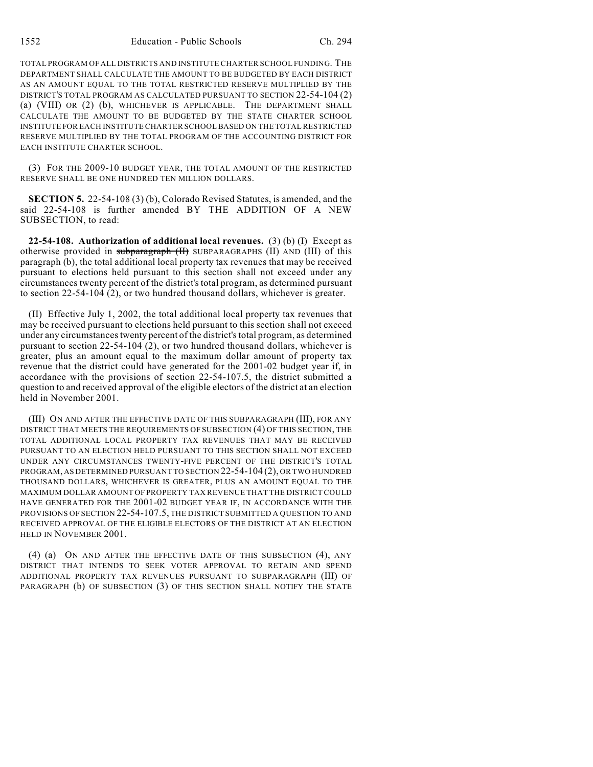TOTAL PROGRAM OF ALL DISTRICTS AND INSTITUTE CHARTER SCHOOL FUNDING. THE DEPARTMENT SHALL CALCULATE THE AMOUNT TO BE BUDGETED BY EACH DISTRICT AS AN AMOUNT EQUAL TO THE TOTAL RESTRICTED RESERVE MULTIPLIED BY THE DISTRICT'S TOTAL PROGRAM AS CALCULATED PURSUANT TO SECTION 22-54-104 (2) (a) (VIII) OR (2) (b), WHICHEVER IS APPLICABLE. THE DEPARTMENT SHALL CALCULATE THE AMOUNT TO BE BUDGETED BY THE STATE CHARTER SCHOOL INSTITUTE FOR EACH INSTITUTE CHARTER SCHOOL BASED ON THE TOTAL RESTRICTED RESERVE MULTIPLIED BY THE TOTAL PROGRAM OF THE ACCOUNTING DISTRICT FOR EACH INSTITUTE CHARTER SCHOOL.

(3) FOR THE 2009-10 BUDGET YEAR, THE TOTAL AMOUNT OF THE RESTRICTED RESERVE SHALL BE ONE HUNDRED TEN MILLION DOLLARS.

**SECTION 5.** 22-54-108 (3) (b), Colorado Revised Statutes, is amended, and the said 22-54-108 is further amended BY THE ADDITION OF A NEW SUBSECTION, to read:

**22-54-108. Authorization of additional local revenues.** (3) (b) (I) Except as otherwise provided in ~~subparagraph (II)~~ SUBPARAGRAPHS (II) AND (III) of this paragraph (b), the total additional local property tax revenues that may be received pursuant to elections held pursuant to this section shall not exceed under any circumstances twenty percent of the district's total program, as determined pursuant to section 22-54-104 (2), or two hundred thousand dollars, whichever is greater.

(II) Effective July 1, 2002, the total additional local property tax revenues that may be received pursuant to elections held pursuant to this section shall not exceed under any circumstances twenty percent of the district's total program, as determined pursuant to section 22-54-104 (2), or two hundred thousand dollars, whichever is greater, plus an amount equal to the maximum dollar amount of property tax revenue that the district could have generated for the 2001-02 budget year if, in accordance with the provisions of section 22-54-107.5, the district submitted a question to and received approval of the eligible electors of the district at an election held in November 2001.

(III) ON AND AFTER THE EFFECTIVE DATE OF THIS SUBPARAGRAPH (III), FOR ANY DISTRICT THAT MEETS THE REQUIREMENTS OF SUBSECTION (4) OF THIS SECTION, THE TOTAL ADDITIONAL LOCAL PROPERTY TAX REVENUES THAT MAY BE RECEIVED PURSUANT TO AN ELECTION HELD PURSUANT TO THIS SECTION SHALL NOT EXCEED UNDER ANY CIRCUMSTANCES TWENTY-FIVE PERCENT OF THE DISTRICT'S TOTAL PROGRAM, AS DETERMINED PURSUANT TO SECTION 22-54-104 (2), OR TWO HUNDRED THOUSAND DOLLARS, WHICHEVER IS GREATER, PLUS AN AMOUNT EQUAL TO THE MAXIMUM DOLLAR AMOUNT OF PROPERTY TAX REVENUE THAT THE DISTRICT COULD HAVE GENERATED FOR THE 2001-02 BUDGET YEAR IF, IN ACCORDANCE WITH THE PROVISIONS OF SECTION 22-54-107.5, THE DISTRICT SUBMITTED A QUESTION TO AND RECEIVED APPROVAL OF THE ELIGIBLE ELECTORS OF THE DISTRICT AT AN ELECTION HELD IN NOVEMBER 2001.

(4) (a) ON AND AFTER THE EFFECTIVE DATE OF THIS SUBSECTION (4), ANY DISTRICT THAT INTENDS TO SEEK VOTER APPROVAL TO RETAIN AND SPEND ADDITIONAL PROPERTY TAX REVENUES PURSUANT TO SUBPARAGRAPH (III) OF PARAGRAPH (b) OF SUBSECTION (3) OF THIS SECTION SHALL NOTIFY THE STATE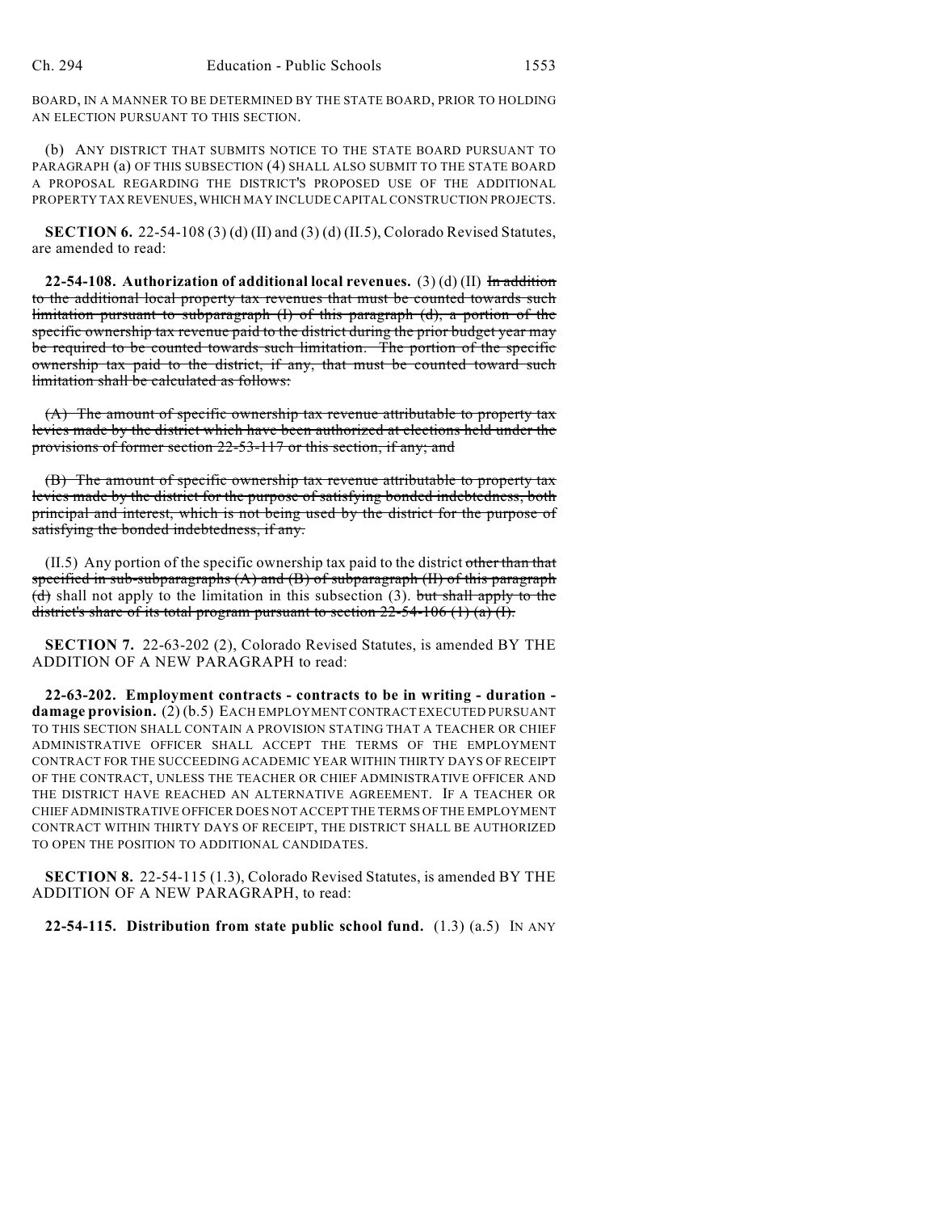BOARD, IN A MANNER TO BE DETERMINED BY THE STATE BOARD, PRIOR TO HOLDING AN ELECTION PURSUANT TO THIS SECTION.

(b) ANY DISTRICT THAT SUBMITS NOTICE TO THE STATE BOARD PURSUANT TO PARAGRAPH (a) OF THIS SUBSECTION (4) SHALL ALSO SUBMIT TO THE STATE BOARD A PROPOSAL REGARDING THE DISTRICT'S PROPOSED USE OF THE ADDITIONAL PROPERTY TAX REVENUES, WHICH MAY INCLUDE CAPITAL CONSTRUCTION PROJECTS.

**SECTION 6.** 22-54-108 (3) (d) (II) and (3) (d) (II.5), Colorado Revised Statutes, are amended to read:

**22-54-108. Authorization of additional local revenues.** (3) (d) (II) ~~In addition to the additional local property tax revenues that must be counted towards such limitation pursuant to subparagraph (I) of this paragraph (d), a portion of the specific ownership tax revenue paid to the district during the prior budget year may be required to be counted towards such limitation. The portion of the specific ownership tax paid to the district, if any, that must be counted toward such limitation shall be calculated as follows:~~

~~(A) The amount of specific ownership tax revenue attributable to property tax levies made by the district which have been authorized at elections held under the provisions of former section 22-53-117 or this section, if any; and~~

~~(B) The amount of specific ownership tax revenue attributable to property tax levies made by the district for the purpose of satisfying bonded indebtedness, both principal and interest, which is not being used by the district for the purpose of satisfying the bonded indebtedness, if any.~~

(II.5) Any portion of the specific ownership tax paid to the district ~~other than that specified in sub-subparagraphs (A) and (B) of subparagraph (II) of this paragraph (d)~~ shall not apply to the limitation in this subsection (3). ~~but shall apply to the district's share of its total program pursuant to section 22-54-106 (1) (a) (I).~~

**SECTION 7.** 22-63-202 (2), Colorado Revised Statutes, is amended BY THE ADDITION OF A NEW PARAGRAPH to read:

**22-63-202. Employment contracts - contracts to be in writing - duration - damage provision.** (2) (b.5) EACH EMPLOYMENT CONTRACT EXECUTED PURSUANT TO THIS SECTION SHALL CONTAIN A PROVISION STATING THAT A TEACHER OR CHIEF ADMINISTRATIVE OFFICER SHALL ACCEPT THE TERMS OF THE EMPLOYMENT CONTRACT FOR THE SUCCEEDING ACADEMIC YEAR WITHIN THIRTY DAYS OF RECEIPT OF THE CONTRACT, UNLESS THE TEACHER OR CHIEF ADMINISTRATIVE OFFICER AND THE DISTRICT HAVE REACHED AN ALTERNATIVE AGREEMENT. IF A TEACHER OR CHIEF ADMINISTRATIVE OFFICER DOES NOT ACCEPT THE TERMS OF THE EMPLOYMENT CONTRACT WITHIN THIRTY DAYS OF RECEIPT, THE DISTRICT SHALL BE AUTHORIZED TO OPEN THE POSITION TO ADDITIONAL CANDIDATES.

**SECTION 8.** 22-54-115 (1.3), Colorado Revised Statutes, is amended BY THE ADDITION OF A NEW PARAGRAPH, to read:

**22-54-115. Distribution from state public school fund.** (1.3) (a.5) IN ANY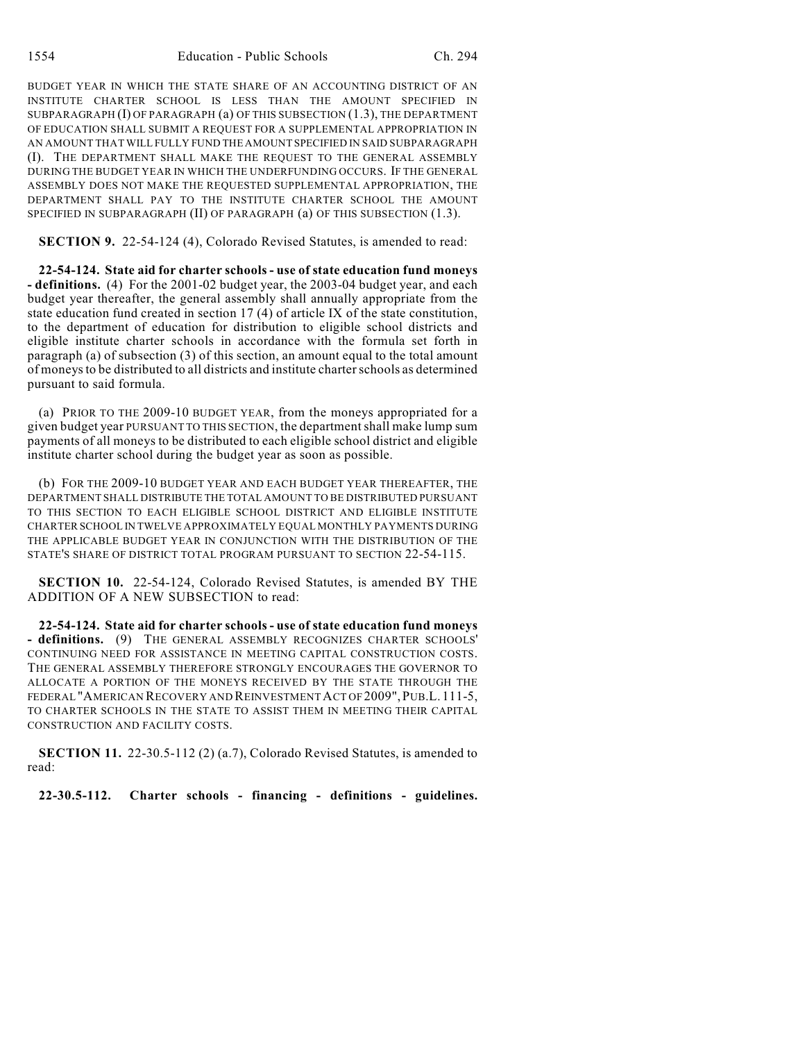BUDGET YEAR IN WHICH THE STATE SHARE OF AN ACCOUNTING DISTRICT OF AN INSTITUTE CHARTER SCHOOL IS LESS THAN THE AMOUNT SPECIFIED IN SUBPARAGRAPH (I) OF PARAGRAPH (a) OF THIS SUBSECTION (1.3), THE DEPARTMENT OF EDUCATION SHALL SUBMIT A REQUEST FOR A SUPPLEMENTAL APPROPRIATION IN AN AMOUNT THAT WILL FULLY FUND THE AMOUNT SPECIFIED IN SAID SUBPARAGRAPH (I). THE DEPARTMENT SHALL MAKE THE REQUEST TO THE GENERAL ASSEMBLY DURING THE BUDGET YEAR IN WHICH THE UNDERFUNDING OCCURS. IF THE GENERAL ASSEMBLY DOES NOT MAKE THE REQUESTED SUPPLEMENTAL APPROPRIATION, THE DEPARTMENT SHALL PAY TO THE INSTITUTE CHARTER SCHOOL THE AMOUNT SPECIFIED IN SUBPARAGRAPH (II) OF PARAGRAPH (a) OF THIS SUBSECTION (1.3).

**SECTION 9.** 22-54-124 (4), Colorado Revised Statutes, is amended to read:

**22-54-124. State aid for charter schools - use of state education fund moneys - definitions.** (4) For the 2001-02 budget year, the 2003-04 budget year, and each budget year thereafter, the general assembly shall annually appropriate from the state education fund created in section 17 (4) of article IX of the state constitution, to the department of education for distribution to eligible school districts and eligible institute charter schools in accordance with the formula set forth in paragraph (a) of subsection (3) of this section, an amount equal to the total amount of moneys to be distributed to all districts and institute charter schools as determined pursuant to said formula.

(a) PRIOR TO THE 2009-10 BUDGET YEAR, from the moneys appropriated for a given budget year PURSUANT TO THIS SECTION, the department shall make lump sum payments of all moneys to be distributed to each eligible school district and eligible institute charter school during the budget year as soon as possible.

(b) FOR THE 2009-10 BUDGET YEAR AND EACH BUDGET YEAR THEREAFTER, THE DEPARTMENT SHALL DISTRIBUTE THE TOTAL AMOUNT TO BE DISTRIBUTED PURSUANT TO THIS SECTION TO EACH ELIGIBLE SCHOOL DISTRICT AND ELIGIBLE INSTITUTE CHARTER SCHOOL IN TWELVE APPROXIMATELY EQUAL MONTHLY PAYMENTS DURING THE APPLICABLE BUDGET YEAR IN CONJUNCTION WITH THE DISTRIBUTION OF THE STATE'S SHARE OF DISTRICT TOTAL PROGRAM PURSUANT TO SECTION 22-54-115.

**SECTION 10.** 22-54-124, Colorado Revised Statutes, is amended BY THE ADDITION OF A NEW SUBSECTION to read:

**22-54-124. State aid for charter schools - use of state education fund moneys - definitions.** (9) THE GENERAL ASSEMBLY RECOGNIZES CHARTER SCHOOLS' CONTINUING NEED FOR ASSISTANCE IN MEETING CAPITAL CONSTRUCTION COSTS. THE GENERAL ASSEMBLY THEREFORE STRONGLY ENCOURAGES THE GOVERNOR TO ALLOCATE A PORTION OF THE MONEYS RECEIVED BY THE STATE THROUGH THE FEDERAL "AMERICAN RECOVERY AND REINVESTMENT ACT OF 2009", PUB.L. 111-5, TO CHARTER SCHOOLS IN THE STATE TO ASSIST THEM IN MEETING THEIR CAPITAL CONSTRUCTION AND FACILITY COSTS.

**SECTION 11.** 22-30.5-112 (2) (a.7), Colorado Revised Statutes, is amended to read:

**22-30.5-112. Charter schools - financing - definitions - guidelines.**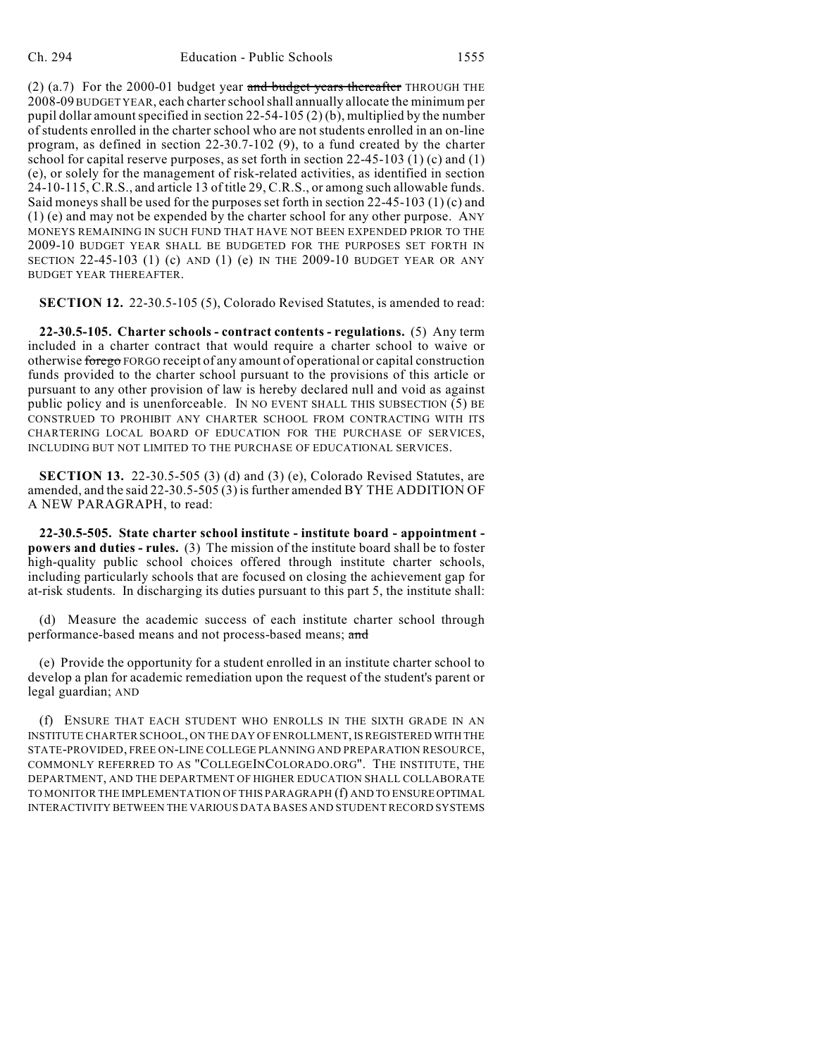(2) (a.7) For the 2000-01 budget year ~~and budget years thereafter~~ THROUGH THE 2008-09 BUDGET YEAR, each charter school shall annually allocate the minimum per pupil dollar amount specified in section 22-54-105 (2) (b), multiplied by the number of students enrolled in the charter school who are not students enrolled in an on-line program, as defined in section 22-30.7-102 (9), to a fund created by the charter school for capital reserve purposes, as set forth in section 22-45-103 (1) (c) and (1) (e), or solely for the management of risk-related activities, as identified in section 24-10-115, C.R.S., and article 13 of title 29, C.R.S., or among such allowable funds. Said moneys shall be used for the purposes set forth in section 22-45-103 (1) (c) and (1) (e) and may not be expended by the charter school for any other purpose. ANY MONEYS REMAINING IN SUCH FUND THAT HAVE NOT BEEN EXPENDED PRIOR TO THE 2009-10 BUDGET YEAR SHALL BE BUDGETED FOR THE PURPOSES SET FORTH IN SECTION 22-45-103 (1) (c) AND (1) (e) IN THE 2009-10 BUDGET YEAR OR ANY BUDGET YEAR THEREAFTER.

**SECTION 12.** 22-30.5-105 (5), Colorado Revised Statutes, is amended to read:

**22-30.5-105. Charter schools - contract contents - regulations.** (5) Any term included in a charter contract that would require a charter school to waive or otherwise ~~forego~~ FORGO receipt of any amount of operational or capital construction funds provided to the charter school pursuant to the provisions of this article or pursuant to any other provision of law is hereby declared null and void as against public policy and is unenforceable. IN NO EVENT SHALL THIS SUBSECTION (5) BE CONSTRUED TO PROHIBIT ANY CHARTER SCHOOL FROM CONTRACTING WITH ITS CHARTERING LOCAL BOARD OF EDUCATION FOR THE PURCHASE OF SERVICES, INCLUDING BUT NOT LIMITED TO THE PURCHASE OF EDUCATIONAL SERVICES.

**SECTION 13.** 22-30.5-505 (3) (d) and (3) (e), Colorado Revised Statutes, are amended, and the said 22-30.5-505 (3) is further amended BY THE ADDITION OF A NEW PARAGRAPH, to read:

**22-30.5-505. State charter school institute - institute board - appointment - powers and duties - rules.** (3) The mission of the institute board shall be to foster high-quality public school choices offered through institute charter schools, including particularly schools that are focused on closing the achievement gap for at-risk students. In discharging its duties pursuant to this part 5, the institute shall:

(d) Measure the academic success of each institute charter school through performance-based means and not process-based means; ~~and~~

(e) Provide the opportunity for a student enrolled in an institute charter school to develop a plan for academic remediation upon the request of the student's parent or legal guardian; AND

(f) ENSURE THAT EACH STUDENT WHO ENROLLS IN THE SIXTH GRADE IN AN INSTITUTE CHARTER SCHOOL, ON THE DAY OF ENROLLMENT, IS REGISTERED WITH THE STATE-PROVIDED, FREE ON-LINE COLLEGE PLANNING AND PREPARATION RESOURCE, COMMONLY REFERRED TO AS "COLLEGEINCOLORADO.ORG". THE INSTITUTE, THE DEPARTMENT, AND THE DEPARTMENT OF HIGHER EDUCATION SHALL COLLABORATE TO MONITOR THE IMPLEMENTATION OF THIS PARAGRAPH (f) AND TO ENSURE OPTIMAL INTERACTIVITY BETWEEN THE VARIOUS DATA BASES AND STUDENT RECORD SYSTEMS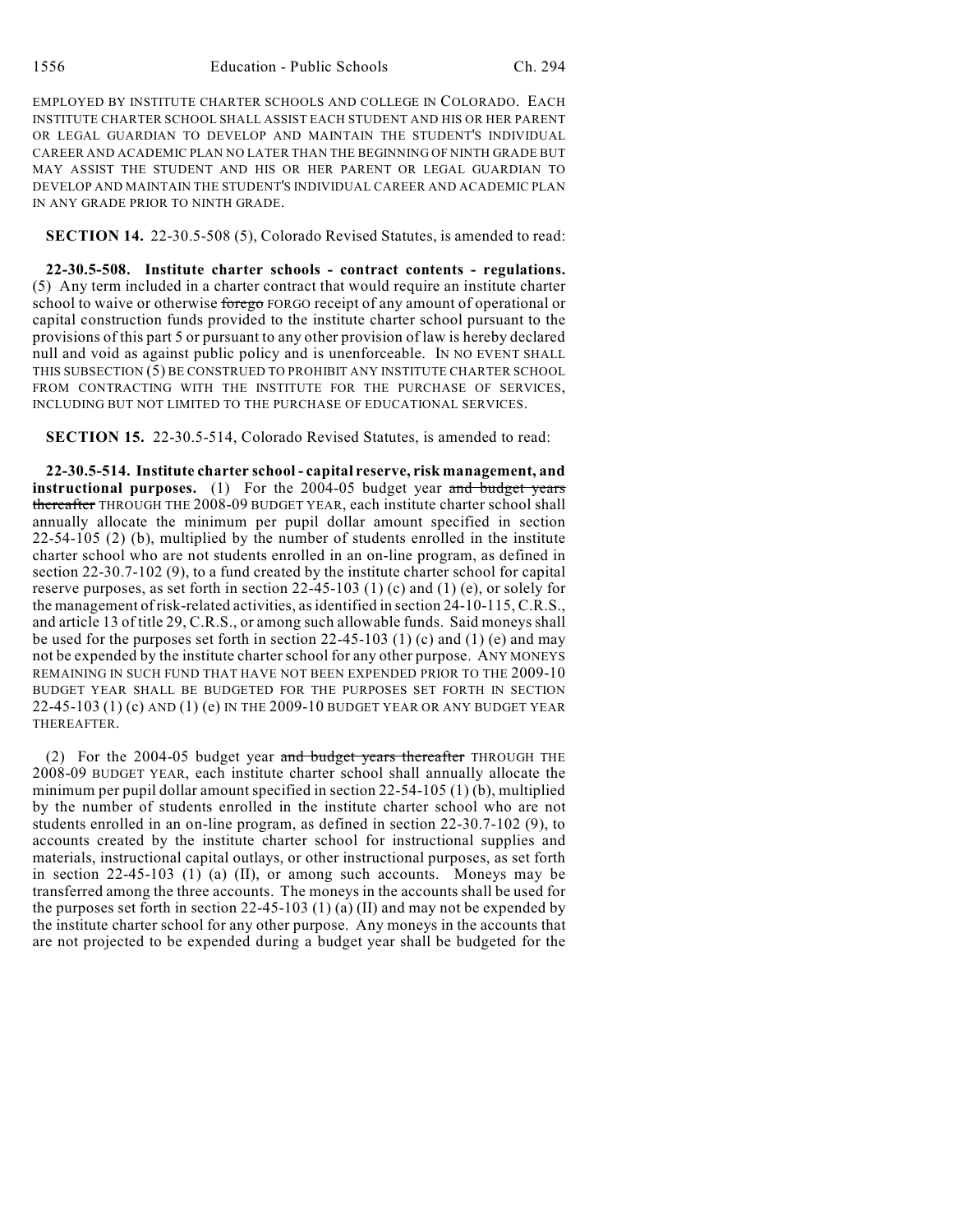EMPLOYED BY INSTITUTE CHARTER SCHOOLS AND COLLEGE IN COLORADO. EACH INSTITUTE CHARTER SCHOOL SHALL ASSIST EACH STUDENT AND HIS OR HER PARENT OR LEGAL GUARDIAN TO DEVELOP AND MAINTAIN THE STUDENT'S INDIVIDUAL CAREER AND ACADEMIC PLAN NO LATER THAN THE BEGINNING OF NINTH GRADE BUT MAY ASSIST THE STUDENT AND HIS OR HER PARENT OR LEGAL GUARDIAN TO DEVELOP AND MAINTAIN THE STUDENT'S INDIVIDUAL CAREER AND ACADEMIC PLAN IN ANY GRADE PRIOR TO NINTH GRADE.

**SECTION 14.** 22-30.5-508 (5), Colorado Revised Statutes, is amended to read:

**22-30.5-508. Institute charter schools - contract contents - regulations.** (5) Any term included in a charter contract that would require an institute charter school to waive or otherwise ~~forego~~ FORGO receipt of any amount of operational or capital construction funds provided to the institute charter school pursuant to the provisions of this part 5 or pursuant to any other provision of law is hereby declared null and void as against public policy and is unenforceable. IN NO EVENT SHALL THIS SUBSECTION (5) BE CONSTRUED TO PROHIBIT ANY INSTITUTE CHARTER SCHOOL FROM CONTRACTING WITH THE INSTITUTE FOR THE PURCHASE OF SERVICES, INCLUDING BUT NOT LIMITED TO THE PURCHASE OF EDUCATIONAL SERVICES.

**SECTION 15.** 22-30.5-514, Colorado Revised Statutes, is amended to read:

**22-30.5-514. Institute charter school - capital reserve, risk management, and instructional purposes.** (1) For the 2004-05 budget year ~~and budget years thereafter~~ THROUGH THE 2008-09 BUDGET YEAR, each institute charter school shall annually allocate the minimum per pupil dollar amount specified in section 22-54-105 (2) (b), multiplied by the number of students enrolled in the institute charter school who are not students enrolled in an on-line program, as defined in section 22-30.7-102 (9), to a fund created by the institute charter school for capital reserve purposes, as set forth in section 22-45-103 (1) (c) and (1) (e), or solely for the management of risk-related activities, as identified in section 24-10-115, C.R.S., and article 13 of title 29, C.R.S., or among such allowable funds. Said moneys shall be used for the purposes set forth in section 22-45-103 (1) (c) and (1) (e) and may not be expended by the institute charter school for any other purpose. ANY MONEYS REMAINING IN SUCH FUND THAT HAVE NOT BEEN EXPENDED PRIOR TO THE 2009-10 BUDGET YEAR SHALL BE BUDGETED FOR THE PURPOSES SET FORTH IN SECTION 22-45-103 (1) (c) AND (1) (e) IN THE 2009-10 BUDGET YEAR OR ANY BUDGET YEAR THEREAFTER.

(2) For the 2004-05 budget year ~~and budget years thereafter~~ THROUGH THE 2008-09 BUDGET YEAR, each institute charter school shall annually allocate the minimum per pupil dollar amount specified in section 22-54-105 (1) (b), multiplied by the number of students enrolled in the institute charter school who are not students enrolled in an on-line program, as defined in section 22-30.7-102 (9), to accounts created by the institute charter school for instructional supplies and materials, instructional capital outlays, or other instructional purposes, as set forth in section 22-45-103 (1) (a) (II), or among such accounts. Moneys may be transferred among the three accounts. The moneys in the accounts shall be used for the purposes set forth in section 22-45-103 (1) (a) (II) and may not be expended by the institute charter school for any other purpose. Any moneys in the accounts that are not projected to be expended during a budget year shall be budgeted for the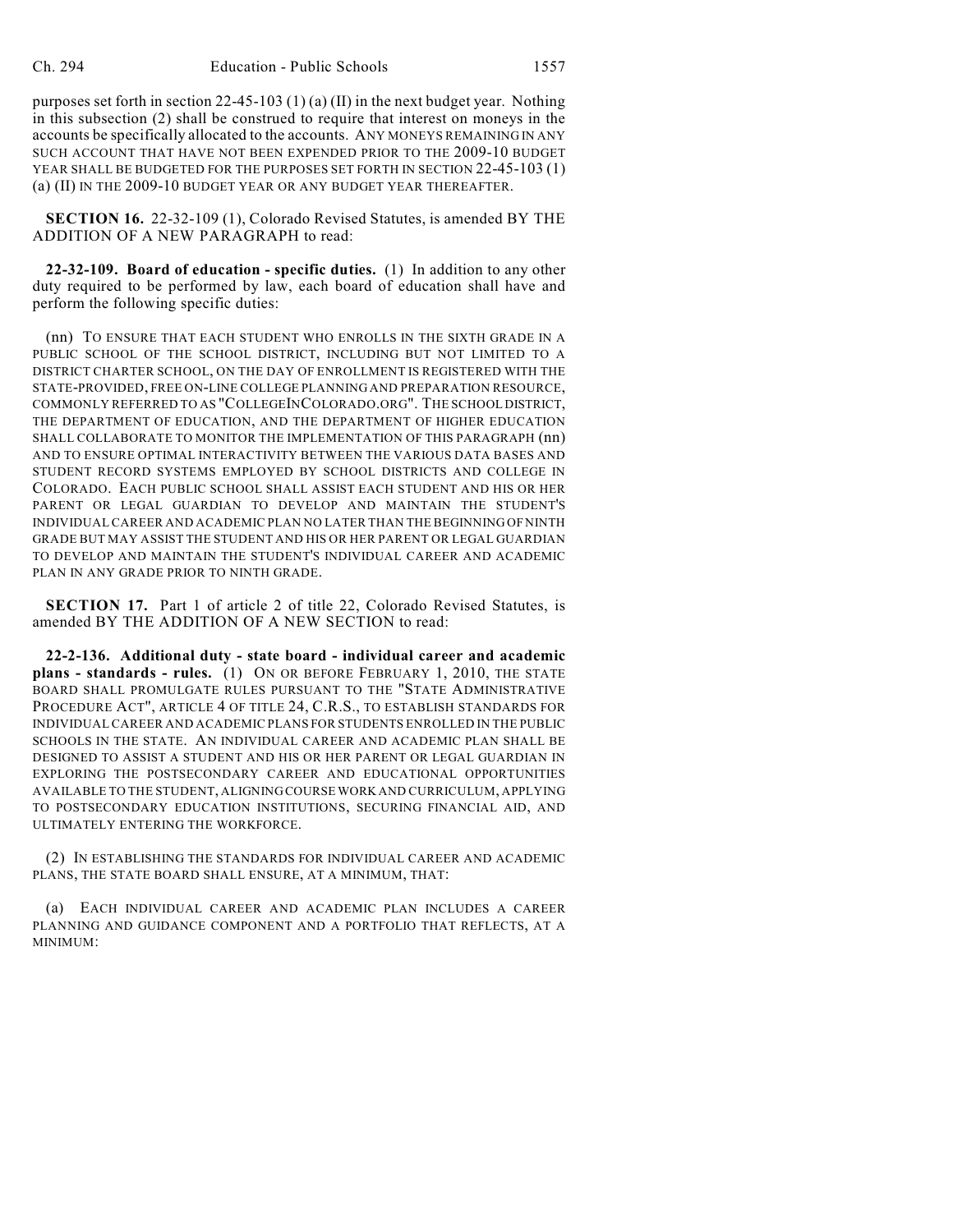purposes set forth in section 22-45-103 (1) (a) (II) in the next budget year. Nothing in this subsection (2) shall be construed to require that interest on moneys in the accounts be specifically allocated to the accounts. ANY MONEYS REMAINING IN ANY SUCH ACCOUNT THAT HAVE NOT BEEN EXPENDED PRIOR TO THE 2009-10 BUDGET YEAR SHALL BE BUDGETED FOR THE PURPOSES SET FORTH IN SECTION 22-45-103 (1) (a) (II) IN THE 2009-10 BUDGET YEAR OR ANY BUDGET YEAR THEREAFTER.

**SECTION 16.** 22-32-109 (1), Colorado Revised Statutes, is amended BY THE ADDITION OF A NEW PARAGRAPH to read:

**22-32-109. Board of education - specific duties.** (1) In addition to any other duty required to be performed by law, each board of education shall have and perform the following specific duties:

(nn) TO ENSURE THAT EACH STUDENT WHO ENROLLS IN THE SIXTH GRADE IN A PUBLIC SCHOOL OF THE SCHOOL DISTRICT, INCLUDING BUT NOT LIMITED TO A DISTRICT CHARTER SCHOOL, ON THE DAY OF ENROLLMENT IS REGISTERED WITH THE STATE-PROVIDED, FREE ON-LINE COLLEGE PLANNING AND PREPARATION RESOURCE, COMMONLY REFERRED TO AS "COLLEGEINCOLORADO.ORG". THE SCHOOL DISTRICT, THE DEPARTMENT OF EDUCATION, AND THE DEPARTMENT OF HIGHER EDUCATION SHALL COLLABORATE TO MONITOR THE IMPLEMENTATION OF THIS PARAGRAPH (nn) AND TO ENSURE OPTIMAL INTERACTIVITY BETWEEN THE VARIOUS DATA BASES AND STUDENT RECORD SYSTEMS EMPLOYED BY SCHOOL DISTRICTS AND COLLEGE IN COLORADO. EACH PUBLIC SCHOOL SHALL ASSIST EACH STUDENT AND HIS OR HER PARENT OR LEGAL GUARDIAN TO DEVELOP AND MAINTAIN THE STUDENT'S INDIVIDUAL CAREER AND ACADEMIC PLAN NO LATER THAN THE BEGINNING OF NINTH GRADE BUT MAY ASSIST THE STUDENT AND HIS OR HER PARENT OR LEGAL GUARDIAN TO DEVELOP AND MAINTAIN THE STUDENT'S INDIVIDUAL CAREER AND ACADEMIC PLAN IN ANY GRADE PRIOR TO NINTH GRADE.

**SECTION 17.** Part 1 of article 2 of title 22, Colorado Revised Statutes, is amended BY THE ADDITION OF A NEW SECTION to read:

**22-2-136. Additional duty - state board - individual career and academic plans - standards - rules.** (1) ON OR BEFORE FEBRUARY 1, 2010, THE STATE BOARD SHALL PROMULGATE RULES PURSUANT TO THE "STATE ADMINISTRATIVE PROCEDURE ACT", ARTICLE 4 OF TITLE 24, C.R.S., TO ESTABLISH STANDARDS FOR INDIVIDUAL CAREER AND ACADEMIC PLANS FOR STUDENTS ENROLLED IN THE PUBLIC SCHOOLS IN THE STATE. AN INDIVIDUAL CAREER AND ACADEMIC PLAN SHALL BE DESIGNED TO ASSIST A STUDENT AND HIS OR HER PARENT OR LEGAL GUARDIAN IN EXPLORING THE POSTSECONDARY CAREER AND EDUCATIONAL OPPORTUNITIES AVAILABLE TO THE STUDENT, ALIGNING COURSE WORK AND CURRICULUM, APPLYING TO POSTSECONDARY EDUCATION INSTITUTIONS, SECURING FINANCIAL AID, AND ULTIMATELY ENTERING THE WORKFORCE.

(2) IN ESTABLISHING THE STANDARDS FOR INDIVIDUAL CAREER AND ACADEMIC PLANS, THE STATE BOARD SHALL ENSURE, AT A MINIMUM, THAT:

(a) EACH INDIVIDUAL CAREER AND ACADEMIC PLAN INCLUDES A CAREER PLANNING AND GUIDANCE COMPONENT AND A PORTFOLIO THAT REFLECTS, AT A MINIMUM: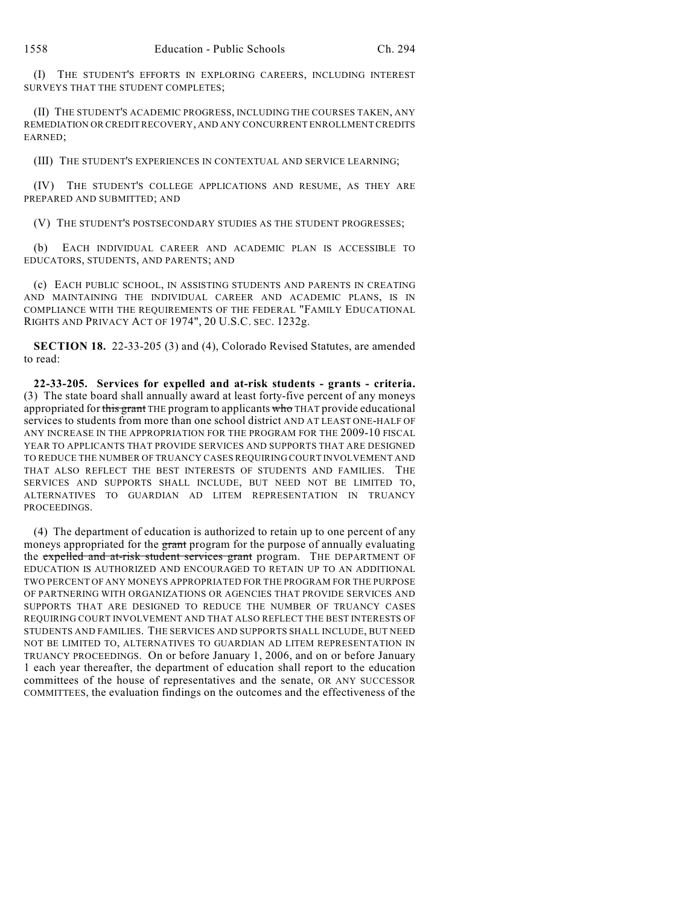(I) THE STUDENT'S EFFORTS IN EXPLORING CAREERS, INCLUDING INTEREST SURVEYS THAT THE STUDENT COMPLETES;

(II) THE STUDENT'S ACADEMIC PROGRESS, INCLUDING THE COURSES TAKEN, ANY REMEDIATION OR CREDIT RECOVERY, AND ANY CONCURRENT ENROLLMENT CREDITS EARNED;

(III) THE STUDENT'S EXPERIENCES IN CONTEXTUAL AND SERVICE LEARNING;

(IV) THE STUDENT'S COLLEGE APPLICATIONS AND RESUME, AS THEY ARE PREPARED AND SUBMITTED; AND

(V) THE STUDENT'S POSTSECONDARY STUDIES AS THE STUDENT PROGRESSES;

(b) EACH INDIVIDUAL CAREER AND ACADEMIC PLAN IS ACCESSIBLE TO EDUCATORS, STUDENTS, AND PARENTS; AND

(c) EACH PUBLIC SCHOOL, IN ASSISTING STUDENTS AND PARENTS IN CREATING AND MAINTAINING THE INDIVIDUAL CAREER AND ACADEMIC PLANS, IS IN COMPLIANCE WITH THE REQUIREMENTS OF THE FEDERAL "FAMILY EDUCATIONAL RIGHTS AND PRIVACY ACT OF 1974", 20 U.S.C. SEC. 1232g.

**SECTION 18.** 22-33-205 (3) and (4), Colorado Revised Statutes, are amended to read:

**22-33-205. Services for expelled and at-risk students - grants - criteria.** (3) The state board shall annually award at least forty-five percent of any moneys appropriated for ~~this grant~~ THE program to applicants ~~who~~ THAT provide educational services to students from more than one school district AND AT LEAST ONE-HALF OF ANY INCREASE IN THE APPROPRIATION FOR THE PROGRAM FOR THE 2009-10 FISCAL YEAR TO APPLICANTS THAT PROVIDE SERVICES AND SUPPORTS THAT ARE DESIGNED TO REDUCE THE NUMBER OF TRUANCY CASES REQUIRING COURT INVOLVEMENT AND THAT ALSO REFLECT THE BEST INTERESTS OF STUDENTS AND FAMILIES. THE SERVICES AND SUPPORTS SHALL INCLUDE, BUT NEED NOT BE LIMITED TO, ALTERNATIVES TO GUARDIAN AD LITEM REPRESENTATION IN TRUANCY PROCEEDINGS.

(4) The department of education is authorized to retain up to one percent of any moneys appropriated for the ~~grant~~ program for the purpose of annually evaluating the ~~expelled and at-risk student services grant~~ program. THE DEPARTMENT OF EDUCATION IS AUTHORIZED AND ENCOURAGED TO RETAIN UP TO AN ADDITIONAL TWO PERCENT OF ANY MONEYS APPROPRIATED FOR THE PROGRAM FOR THE PURPOSE OF PARTNERING WITH ORGANIZATIONS OR AGENCIES THAT PROVIDE SERVICES AND SUPPORTS THAT ARE DESIGNED TO REDUCE THE NUMBER OF TRUANCY CASES REQUIRING COURT INVOLVEMENT AND THAT ALSO REFLECT THE BEST INTERESTS OF STUDENTS AND FAMILIES. THE SERVICES AND SUPPORTS SHALL INCLUDE, BUT NEED NOT BE LIMITED TO, ALTERNATIVES TO GUARDIAN AD LITEM REPRESENTATION IN TRUANCY PROCEEDINGS. On or before January 1, 2006, and on or before January 1 each year thereafter, the department of education shall report to the education committees of the house of representatives and the senate, OR ANY SUCCESSOR COMMITTEES, the evaluation findings on the outcomes and the effectiveness of the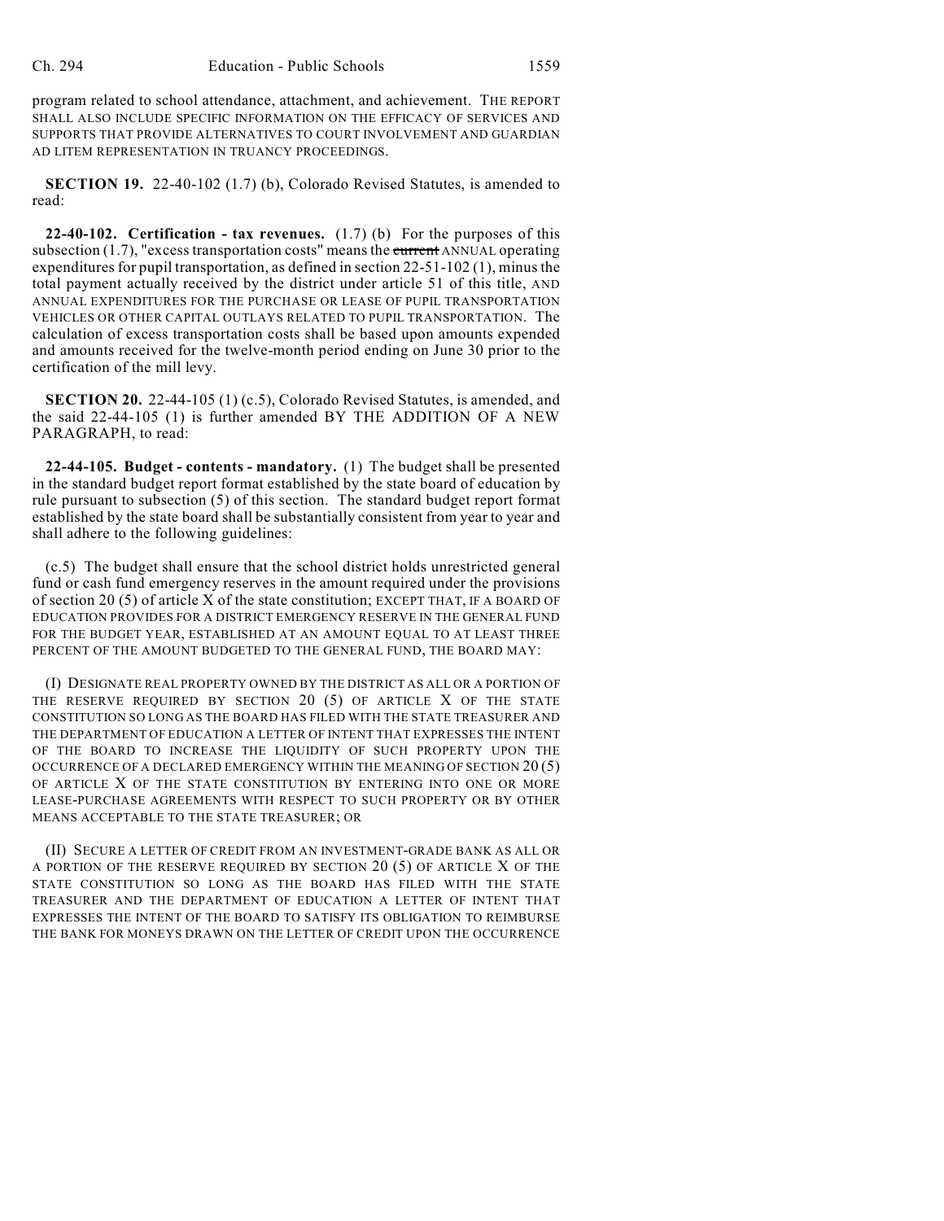program related to school attendance, attachment, and achievement. THE REPORT SHALL ALSO INCLUDE SPECIFIC INFORMATION ON THE EFFICACY OF SERVICES AND SUPPORTS THAT PROVIDE ALTERNATIVES TO COURT INVOLVEMENT AND GUARDIAN AD LITEM REPRESENTATION IN TRUANCY PROCEEDINGS.

**SECTION 19.** 22-40-102 (1.7) (b), Colorado Revised Statutes, is amended to read:

**22-40-102. Certification - tax revenues.** (1.7) (b) For the purposes of this subsection (1.7), "excess transportation costs" means the ~~current~~ ANNUAL operating expenditures for pupil transportation, as defined in section 22-51-102 (1), minus the total payment actually received by the district under article 51 of this title, AND ANNUAL EXPENDITURES FOR THE PURCHASE OR LEASE OF PUPIL TRANSPORTATION VEHICLES OR OTHER CAPITAL OUTLAYS RELATED TO PUPIL TRANSPORTATION. The calculation of excess transportation costs shall be based upon amounts expended and amounts received for the twelve-month period ending on June 30 prior to the certification of the mill levy.

**SECTION 20.** 22-44-105 (1) (c.5), Colorado Revised Statutes, is amended, and the said 22-44-105 (1) is further amended BY THE ADDITION OF A NEW PARAGRAPH, to read:

**22-44-105. Budget - contents - mandatory.** (1) The budget shall be presented in the standard budget report format established by the state board of education by rule pursuant to subsection (5) of this section. The standard budget report format established by the state board shall be substantially consistent from year to year and shall adhere to the following guidelines:

(c.5) The budget shall ensure that the school district holds unrestricted general fund or cash fund emergency reserves in the amount required under the provisions of section 20 (5) of article X of the state constitution; EXCEPT THAT, IF A BOARD OF EDUCATION PROVIDES FOR A DISTRICT EMERGENCY RESERVE IN THE GENERAL FUND FOR THE BUDGET YEAR, ESTABLISHED AT AN AMOUNT EQUAL TO AT LEAST THREE PERCENT OF THE AMOUNT BUDGETED TO THE GENERAL FUND, THE BOARD MAY:

(I) DESIGNATE REAL PROPERTY OWNED BY THE DISTRICT AS ALL OR A PORTION OF THE RESERVE REQUIRED BY SECTION 20 (5) OF ARTICLE X OF THE STATE CONSTITUTION SO LONG AS THE BOARD HAS FILED WITH THE STATE TREASURER AND THE DEPARTMENT OF EDUCATION A LETTER OF INTENT THAT EXPRESSES THE INTENT OF THE BOARD TO INCREASE THE LIQUIDITY OF SUCH PROPERTY UPON THE OCCURRENCE OF A DECLARED EMERGENCY WITHIN THE MEANING OF SECTION 20 (5) OF ARTICLE X OF THE STATE CONSTITUTION BY ENTERING INTO ONE OR MORE LEASE-PURCHASE AGREEMENTS WITH RESPECT TO SUCH PROPERTY OR BY OTHER MEANS ACCEPTABLE TO THE STATE TREASURER; OR

(II) SECURE A LETTER OF CREDIT FROM AN INVESTMENT-GRADE BANK AS ALL OR A PORTION OF THE RESERVE REQUIRED BY SECTION 20 (5) OF ARTICLE X OF THE STATE CONSTITUTION SO LONG AS THE BOARD HAS FILED WITH THE STATE TREASURER AND THE DEPARTMENT OF EDUCATION A LETTER OF INTENT THAT EXPRESSES THE INTENT OF THE BOARD TO SATISFY ITS OBLIGATION TO REIMBURSE THE BANK FOR MONEYS DRAWN ON THE LETTER OF CREDIT UPON THE OCCURRENCE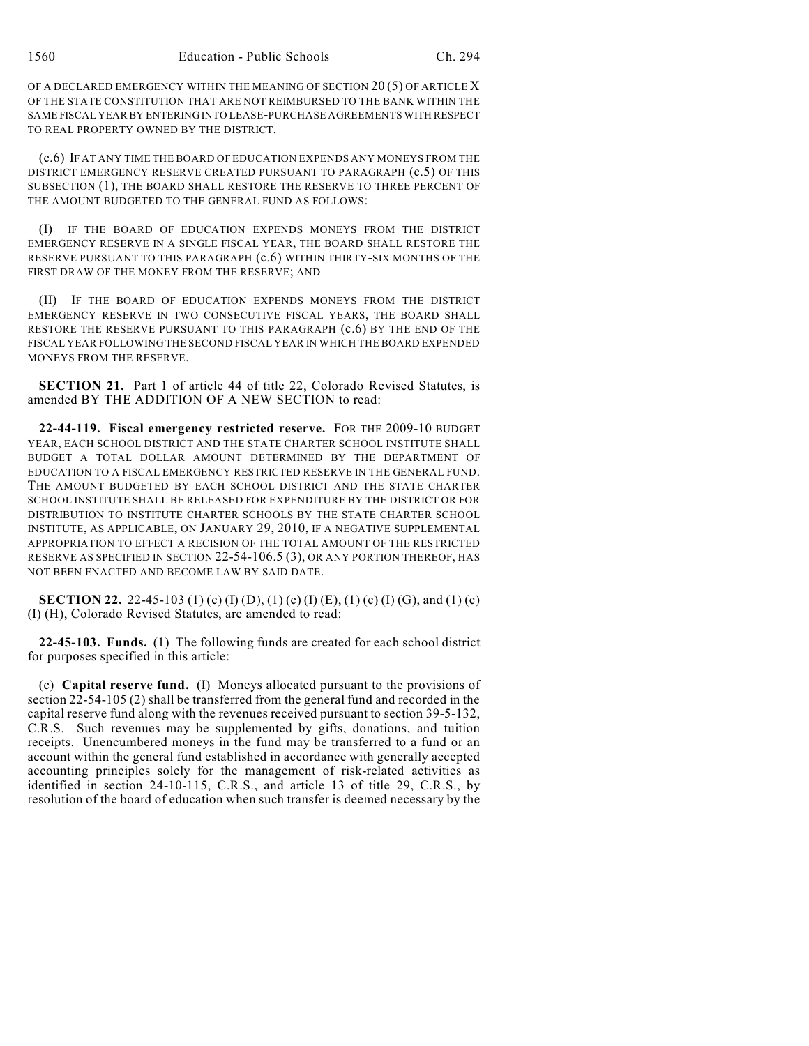OF A DECLARED EMERGENCY WITHIN THE MEANING OF SECTION 20 (5) OF ARTICLE X OF THE STATE CONSTITUTION THAT ARE NOT REIMBURSED TO THE BANK WITHIN THE SAME FISCAL YEAR BY ENTERING INTO LEASE-PURCHASE AGREEMENTS WITH RESPECT TO REAL PROPERTY OWNED BY THE DISTRICT.

(c.6) IF AT ANY TIME THE BOARD OF EDUCATION EXPENDS ANY MONEYS FROM THE DISTRICT EMERGENCY RESERVE CREATED PURSUANT TO PARAGRAPH (c.5) OF THIS SUBSECTION (1), THE BOARD SHALL RESTORE THE RESERVE TO THREE PERCENT OF THE AMOUNT BUDGETED TO THE GENERAL FUND AS FOLLOWS:

(I) IF THE BOARD OF EDUCATION EXPENDS MONEYS FROM THE DISTRICT EMERGENCY RESERVE IN A SINGLE FISCAL YEAR, THE BOARD SHALL RESTORE THE RESERVE PURSUANT TO THIS PARAGRAPH (c.6) WITHIN THIRTY-SIX MONTHS OF THE FIRST DRAW OF THE MONEY FROM THE RESERVE; AND

(II) IF THE BOARD OF EDUCATION EXPENDS MONEYS FROM THE DISTRICT EMERGENCY RESERVE IN TWO CONSECUTIVE FISCAL YEARS, THE BOARD SHALL RESTORE THE RESERVE PURSUANT TO THIS PARAGRAPH (c.6) BY THE END OF THE FISCAL YEAR FOLLOWING THE SECOND FISCAL YEAR IN WHICH THE BOARD EXPENDED MONEYS FROM THE RESERVE.

**SECTION 21.** Part 1 of article 44 of title 22, Colorado Revised Statutes, is amended BY THE ADDITION OF A NEW SECTION to read:

**22-44-119. Fiscal emergency restricted reserve.** FOR THE 2009-10 BUDGET YEAR, EACH SCHOOL DISTRICT AND THE STATE CHARTER SCHOOL INSTITUTE SHALL BUDGET A TOTAL DOLLAR AMOUNT DETERMINED BY THE DEPARTMENT OF EDUCATION TO A FISCAL EMERGENCY RESTRICTED RESERVE IN THE GENERAL FUND. THE AMOUNT BUDGETED BY EACH SCHOOL DISTRICT AND THE STATE CHARTER SCHOOL INSTITUTE SHALL BE RELEASED FOR EXPENDITURE BY THE DISTRICT OR FOR DISTRIBUTION TO INSTITUTE CHARTER SCHOOLS BY THE STATE CHARTER SCHOOL INSTITUTE, AS APPLICABLE, ON JANUARY 29, 2010, IF A NEGATIVE SUPPLEMENTAL APPROPRIATION TO EFFECT A RECISION OF THE TOTAL AMOUNT OF THE RESTRICTED RESERVE AS SPECIFIED IN SECTION 22-54-106.5 (3), OR ANY PORTION THEREOF, HAS NOT BEEN ENACTED AND BECOME LAW BY SAID DATE.

**SECTION 22.** 22-45-103 (1) (c) (I) (D), (1) (c) (I) (E), (1) (c) (I) (G), and (1) (c) (I) (H), Colorado Revised Statutes, are amended to read:

**22-45-103. Funds.** (1) The following funds are created for each school district for purposes specified in this article:

(c) **Capital reserve fund.** (I) Moneys allocated pursuant to the provisions of section 22-54-105 (2) shall be transferred from the general fund and recorded in the capital reserve fund along with the revenues received pursuant to section 39-5-132, C.R.S. Such revenues may be supplemented by gifts, donations, and tuition receipts. Unencumbered moneys in the fund may be transferred to a fund or an account within the general fund established in accordance with generally accepted accounting principles solely for the management of risk-related activities as identified in section 24-10-115, C.R.S., and article 13 of title 29, C.R.S., by resolution of the board of education when such transfer is deemed necessary by the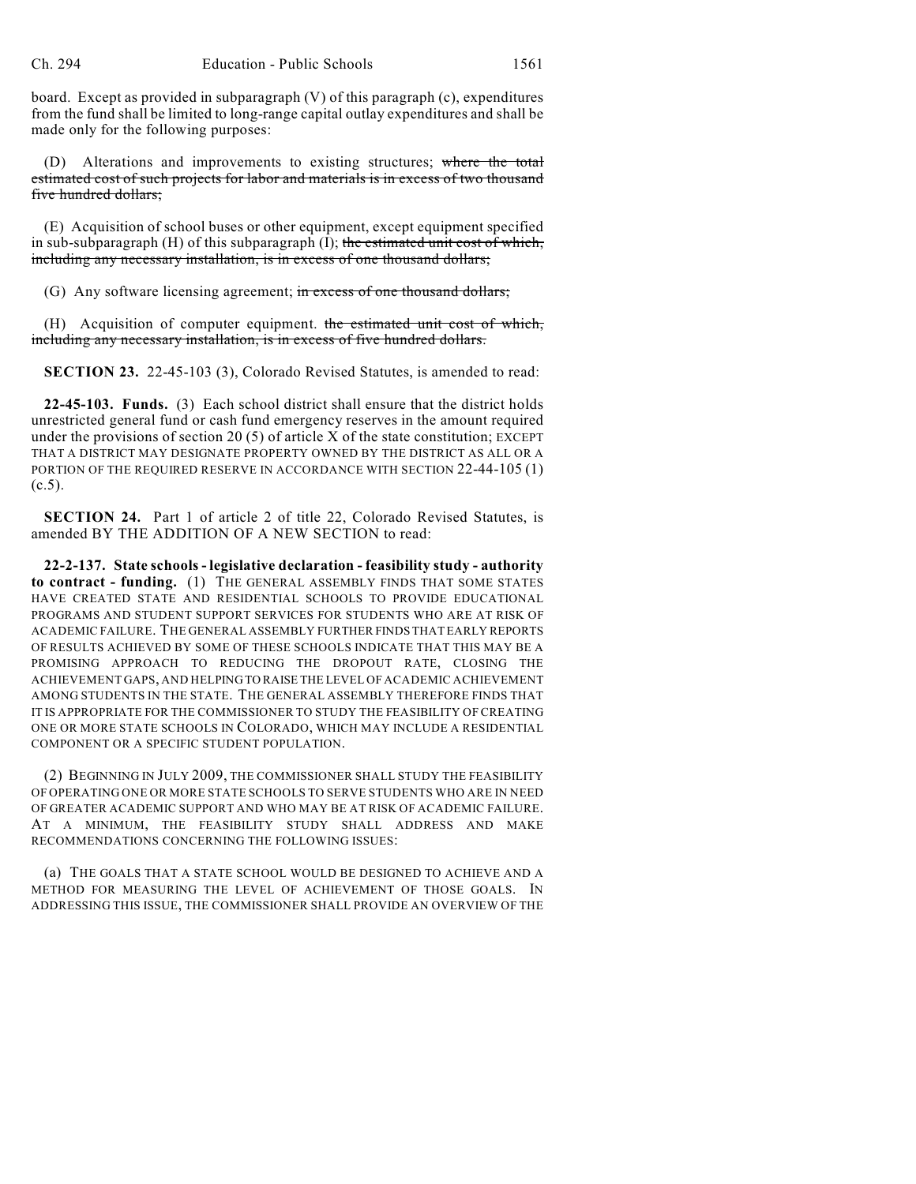board. Except as provided in subparagraph (V) of this paragraph (c), expenditures from the fund shall be limited to long-range capital outlay expenditures and shall be made only for the following purposes:

(D) Alterations and improvements to existing structures; ~~where the total estimated cost of such projects for labor and materials is in excess of two thousand five hundred dollars;~~

(E) Acquisition of school buses or other equipment, except equipment specified in sub-subparagraph (H) of this subparagraph (I); ~~the estimated unit cost of which, including any necessary installation, is in excess of one thousand dollars;~~

(G) Any software licensing agreement; ~~in excess of one thousand dollars;~~

(H) Acquisition of computer equipment. ~~the estimated unit cost of which, including any necessary installation, is in excess of five hundred dollars.~~

**SECTION 23.** 22-45-103 (3), Colorado Revised Statutes, is amended to read:

**22-45-103. Funds.** (3) Each school district shall ensure that the district holds unrestricted general fund or cash fund emergency reserves in the amount required under the provisions of section 20 (5) of article X of the state constitution; EXCEPT THAT A DISTRICT MAY DESIGNATE PROPERTY OWNED BY THE DISTRICT AS ALL OR A PORTION OF THE REQUIRED RESERVE IN ACCORDANCE WITH SECTION 22-44-105 (1) (c.5).

**SECTION 24.** Part 1 of article 2 of title 22, Colorado Revised Statutes, is amended BY THE ADDITION OF A NEW SECTION to read:

**22-2-137. State schools - legislative declaration - feasibility study - authority to contract - funding.** (1) THE GENERAL ASSEMBLY FINDS THAT SOME STATES HAVE CREATED STATE AND RESIDENTIAL SCHOOLS TO PROVIDE EDUCATIONAL PROGRAMS AND STUDENT SUPPORT SERVICES FOR STUDENTS WHO ARE AT RISK OF ACADEMIC FAILURE. THE GENERAL ASSEMBLY FURTHER FINDS THAT EARLY REPORTS OF RESULTS ACHIEVED BY SOME OF THESE SCHOOLS INDICATE THAT THIS MAY BE A PROMISING APPROACH TO REDUCING THE DROPOUT RATE, CLOSING THE ACHIEVEMENT GAPS, AND HELPING TO RAISE THE LEVEL OF ACADEMIC ACHIEVEMENT AMONG STUDENTS IN THE STATE. THE GENERAL ASSEMBLY THEREFORE FINDS THAT IT IS APPROPRIATE FOR THE COMMISSIONER TO STUDY THE FEASIBILITY OF CREATING ONE OR MORE STATE SCHOOLS IN COLORADO, WHICH MAY INCLUDE A RESIDENTIAL COMPONENT OR A SPECIFIC STUDENT POPULATION.

(2) BEGINNING IN JULY 2009, THE COMMISSIONER SHALL STUDY THE FEASIBILITY OF OPERATING ONE OR MORE STATE SCHOOLS TO SERVE STUDENTS WHO ARE IN NEED OF GREATER ACADEMIC SUPPORT AND WHO MAY BE AT RISK OF ACADEMIC FAILURE. AT A MINIMUM, THE FEASIBILITY STUDY SHALL ADDRESS AND MAKE RECOMMENDATIONS CONCERNING THE FOLLOWING ISSUES:

(a) THE GOALS THAT A STATE SCHOOL WOULD BE DESIGNED TO ACHIEVE AND A METHOD FOR MEASURING THE LEVEL OF ACHIEVEMENT OF THOSE GOALS. IN ADDRESSING THIS ISSUE, THE COMMISSIONER SHALL PROVIDE AN OVERVIEW OF THE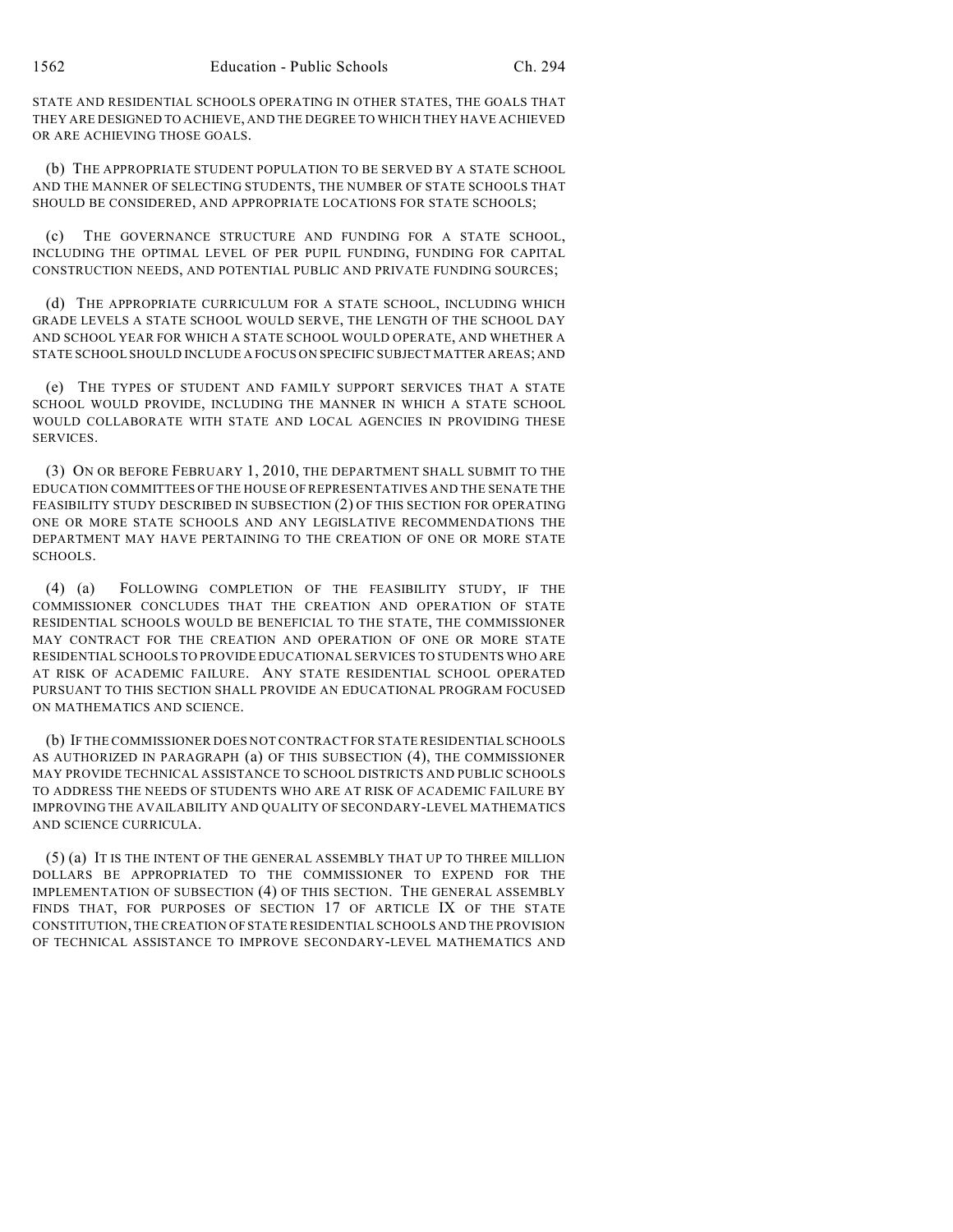STATE AND RESIDENTIAL SCHOOLS OPERATING IN OTHER STATES, THE GOALS THAT THEY ARE DESIGNED TO ACHIEVE, AND THE DEGREE TO WHICH THEY HAVE ACHIEVED OR ARE ACHIEVING THOSE GOALS.

(b) THE APPROPRIATE STUDENT POPULATION TO BE SERVED BY A STATE SCHOOL AND THE MANNER OF SELECTING STUDENTS, THE NUMBER OF STATE SCHOOLS THAT SHOULD BE CONSIDERED, AND APPROPRIATE LOCATIONS FOR STATE SCHOOLS;

(c) THE GOVERNANCE STRUCTURE AND FUNDING FOR A STATE SCHOOL, INCLUDING THE OPTIMAL LEVEL OF PER PUPIL FUNDING, FUNDING FOR CAPITAL CONSTRUCTION NEEDS, AND POTENTIAL PUBLIC AND PRIVATE FUNDING SOURCES;

(d) THE APPROPRIATE CURRICULUM FOR A STATE SCHOOL, INCLUDING WHICH GRADE LEVELS A STATE SCHOOL WOULD SERVE, THE LENGTH OF THE SCHOOL DAY AND SCHOOL YEAR FOR WHICH A STATE SCHOOL WOULD OPERATE, AND WHETHER A STATE SCHOOL SHOULD INCLUDE A FOCUS ON SPECIFIC SUBJECT MATTER AREAS; AND

(e) THE TYPES OF STUDENT AND FAMILY SUPPORT SERVICES THAT A STATE SCHOOL WOULD PROVIDE, INCLUDING THE MANNER IN WHICH A STATE SCHOOL WOULD COLLABORATE WITH STATE AND LOCAL AGENCIES IN PROVIDING THESE SERVICES.

(3) ON OR BEFORE FEBRUARY 1, 2010, THE DEPARTMENT SHALL SUBMIT TO THE EDUCATION COMMITTEES OF THE HOUSE OF REPRESENTATIVES AND THE SENATE THE FEASIBILITY STUDY DESCRIBED IN SUBSECTION (2) OF THIS SECTION FOR OPERATING ONE OR MORE STATE SCHOOLS AND ANY LEGISLATIVE RECOMMENDATIONS THE DEPARTMENT MAY HAVE PERTAINING TO THE CREATION OF ONE OR MORE STATE SCHOOLS.

(4) (a) FOLLOWING COMPLETION OF THE FEASIBILITY STUDY, IF THE COMMISSIONER CONCLUDES THAT THE CREATION AND OPERATION OF STATE RESIDENTIAL SCHOOLS WOULD BE BENEFICIAL TO THE STATE, THE COMMISSIONER MAY CONTRACT FOR THE CREATION AND OPERATION OF ONE OR MORE STATE RESIDENTIAL SCHOOLS TO PROVIDE EDUCATIONAL SERVICES TO STUDENTS WHO ARE AT RISK OF ACADEMIC FAILURE. ANY STATE RESIDENTIAL SCHOOL OPERATED PURSUANT TO THIS SECTION SHALL PROVIDE AN EDUCATIONAL PROGRAM FOCUSED ON MATHEMATICS AND SCIENCE.

(b) IF THE COMMISSIONER DOES NOT CONTRACT FOR STATE RESIDENTIAL SCHOOLS AS AUTHORIZED IN PARAGRAPH (a) OF THIS SUBSECTION (4), THE COMMISSIONER MAY PROVIDE TECHNICAL ASSISTANCE TO SCHOOL DISTRICTS AND PUBLIC SCHOOLS TO ADDRESS THE NEEDS OF STUDENTS WHO ARE AT RISK OF ACADEMIC FAILURE BY IMPROVING THE AVAILABILITY AND QUALITY OF SECONDARY-LEVEL MATHEMATICS AND SCIENCE CURRICULA.

(5) (a) IT IS THE INTENT OF THE GENERAL ASSEMBLY THAT UP TO THREE MILLION DOLLARS BE APPROPRIATED TO THE COMMISSIONER TO EXPEND FOR THE IMPLEMENTATION OF SUBSECTION (4) OF THIS SECTION. THE GENERAL ASSEMBLY FINDS THAT, FOR PURPOSES OF SECTION 17 OF ARTICLE IX OF THE STATE CONSTITUTION, THE CREATION OF STATE RESIDENTIAL SCHOOLS AND THE PROVISION OF TECHNICAL ASSISTANCE TO IMPROVE SECONDARY-LEVEL MATHEMATICS AND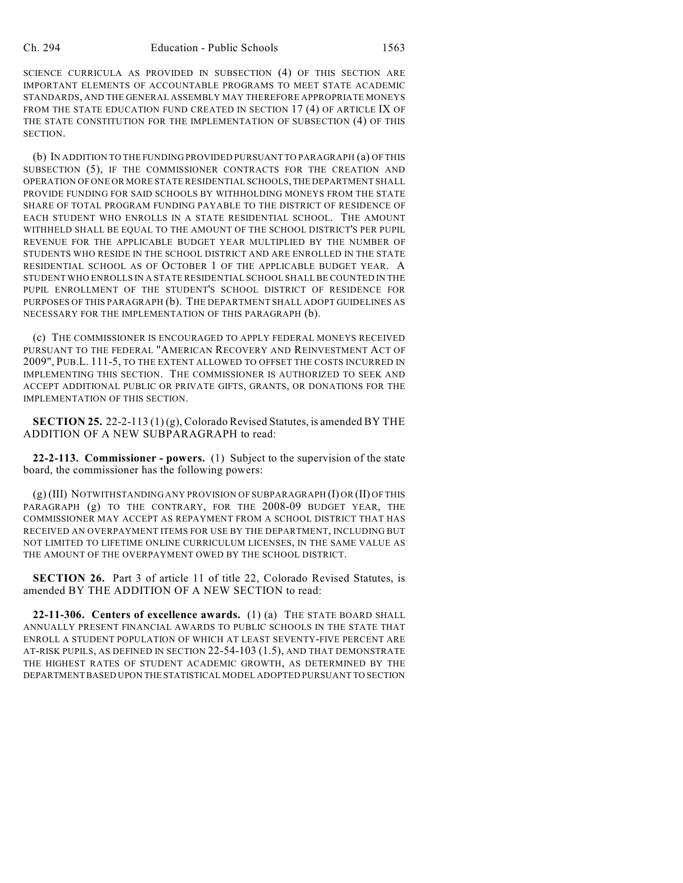SCIENCE CURRICULA AS PROVIDED IN SUBSECTION (4) OF THIS SECTION ARE IMPORTANT ELEMENTS OF ACCOUNTABLE PROGRAMS TO MEET STATE ACADEMIC STANDARDS, AND THE GENERAL ASSEMBLY MAY THEREFORE APPROPRIATE MONEYS FROM THE STATE EDUCATION FUND CREATED IN SECTION 17 (4) OF ARTICLE IX OF THE STATE CONSTITUTION FOR THE IMPLEMENTATION OF SUBSECTION (4) OF THIS SECTION.

(b) IN ADDITION TO THE FUNDING PROVIDED PURSUANT TO PARAGRAPH (a) OF THIS SUBSECTION (5), IF THE COMMISSIONER CONTRACTS FOR THE CREATION AND OPERATION OF ONE OR MORE STATE RESIDENTIAL SCHOOLS, THE DEPARTMENT SHALL PROVIDE FUNDING FOR SAID SCHOOLS BY WITHHOLDING MONEYS FROM THE STATE SHARE OF TOTAL PROGRAM FUNDING PAYABLE TO THE DISTRICT OF RESIDENCE OF EACH STUDENT WHO ENROLLS IN A STATE RESIDENTIAL SCHOOL. THE AMOUNT WITHHELD SHALL BE EQUAL TO THE AMOUNT OF THE SCHOOL DISTRICT'S PER PUPIL REVENUE FOR THE APPLICABLE BUDGET YEAR MULTIPLIED BY THE NUMBER OF STUDENTS WHO RESIDE IN THE SCHOOL DISTRICT AND ARE ENROLLED IN THE STATE RESIDENTIAL SCHOOL AS OF OCTOBER 1 OF THE APPLICABLE BUDGET YEAR. A STUDENT WHO ENROLLS IN A STATE RESIDENTIAL SCHOOL SHALL BE COUNTED IN THE PUPIL ENROLLMENT OF THE STUDENT'S SCHOOL DISTRICT OF RESIDENCE FOR PURPOSES OF THIS PARAGRAPH (b). THE DEPARTMENT SHALL ADOPT GUIDELINES AS NECESSARY FOR THE IMPLEMENTATION OF THIS PARAGRAPH (b).

(c) THE COMMISSIONER IS ENCOURAGED TO APPLY FEDERAL MONEYS RECEIVED PURSUANT TO THE FEDERAL "AMERICAN RECOVERY AND REINVESTMENT ACT OF 2009", PUB.L. 111-5, TO THE EXTENT ALLOWED TO OFFSET THE COSTS INCURRED IN IMPLEMENTING THIS SECTION. THE COMMISSIONER IS AUTHORIZED TO SEEK AND ACCEPT ADDITIONAL PUBLIC OR PRIVATE GIFTS, GRANTS, OR DONATIONS FOR THE IMPLEMENTATION OF THIS SECTION.

**SECTION 25.** 22-2-113 (1) (g), Colorado Revised Statutes, is amended BY THE ADDITION OF A NEW SUBPARAGRAPH to read:

**22-2-113. Commissioner - powers.** (1) Subject to the supervision of the state board, the commissioner has the following powers:

(g) (III) NOTWITHSTANDING ANY PROVISION OF SUBPARAGRAPH (I) OR (II) OF THIS PARAGRAPH (g) TO THE CONTRARY, FOR THE 2008-09 BUDGET YEAR, THE COMMISSIONER MAY ACCEPT AS REPAYMENT FROM A SCHOOL DISTRICT THAT HAS RECEIVED AN OVERPAYMENT ITEMS FOR USE BY THE DEPARTMENT, INCLUDING BUT NOT LIMITED TO LIFETIME ONLINE CURRICULUM LICENSES, IN THE SAME VALUE AS THE AMOUNT OF THE OVERPAYMENT OWED BY THE SCHOOL DISTRICT.

**SECTION 26.** Part 3 of article 11 of title 22, Colorado Revised Statutes, is amended BY THE ADDITION OF A NEW SECTION to read:

**22-11-306. Centers of excellence awards.** (1) (a) THE STATE BOARD SHALL ANNUALLY PRESENT FINANCIAL AWARDS TO PUBLIC SCHOOLS IN THE STATE THAT ENROLL A STUDENT POPULATION OF WHICH AT LEAST SEVENTY-FIVE PERCENT ARE AT-RISK PUPILS, AS DEFINED IN SECTION 22-54-103 (1.5), AND THAT DEMONSTRATE THE HIGHEST RATES OF STUDENT ACADEMIC GROWTH, AS DETERMINED BY THE DEPARTMENT BASED UPON THE STATISTICAL MODEL ADOPTED PURSUANT TO SECTION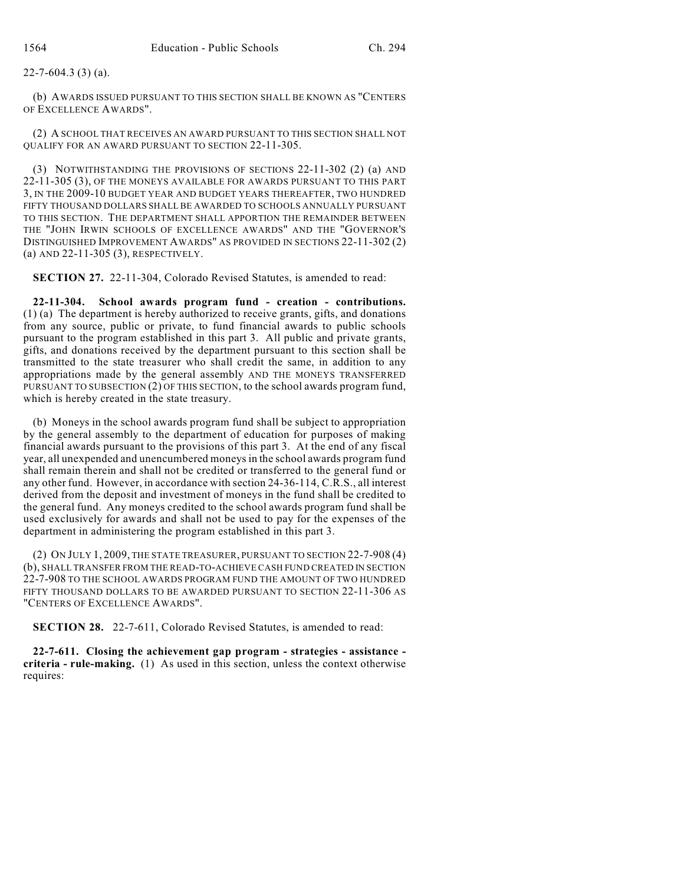22-7-604.3 (3) (a).

(b) AWARDS ISSUED PURSUANT TO THIS SECTION SHALL BE KNOWN AS "CENTERS OF EXCELLENCE AWARDS".

(2) A SCHOOL THAT RECEIVES AN AWARD PURSUANT TO THIS SECTION SHALL NOT QUALIFY FOR AN AWARD PURSUANT TO SECTION 22-11-305.

(3) NOTWITHSTANDING THE PROVISIONS OF SECTIONS 22-11-302 (2) (a) AND 22-11-305 (3), OF THE MONEYS AVAILABLE FOR AWARDS PURSUANT TO THIS PART 3, IN THE 2009-10 BUDGET YEAR AND BUDGET YEARS THEREAFTER, TWO HUNDRED FIFTY THOUSAND DOLLARS SHALL BE AWARDED TO SCHOOLS ANNUALLY PURSUANT TO THIS SECTION. THE DEPARTMENT SHALL APPORTION THE REMAINDER BETWEEN THE "JOHN IRWIN SCHOOLS OF EXCELLENCE AWARDS" AND THE "GOVERNOR'S DISTINGUISHED IMPROVEMENT AWARDS" AS PROVIDED IN SECTIONS 22-11-302 (2) (a) AND 22-11-305 (3), RESPECTIVELY.

**SECTION 27.** 22-11-304, Colorado Revised Statutes, is amended to read:

**22-11-304. School awards program fund - creation - contributions.** (1) (a) The department is hereby authorized to receive grants, gifts, and donations from any source, public or private, to fund financial awards to public schools pursuant to the program established in this part 3. All public and private grants, gifts, and donations received by the department pursuant to this section shall be transmitted to the state treasurer who shall credit the same, in addition to any appropriations made by the general assembly AND THE MONEYS TRANSFERRED PURSUANT TO SUBSECTION (2) OF THIS SECTION, to the school awards program fund, which is hereby created in the state treasury.

(b) Moneys in the school awards program fund shall be subject to appropriation by the general assembly to the department of education for purposes of making financial awards pursuant to the provisions of this part 3. At the end of any fiscal year, all unexpended and unencumbered moneys in the school awards program fund shall remain therein and shall not be credited or transferred to the general fund or any other fund. However, in accordance with section 24-36-114, C.R.S., all interest derived from the deposit and investment of moneys in the fund shall be credited to the general fund. Any moneys credited to the school awards program fund shall be used exclusively for awards and shall not be used to pay for the expenses of the department in administering the program established in this part 3.

(2) ON JULY 1, 2009, THE STATE TREASURER, PURSUANT TO SECTION 22-7-908 (4) (b), SHALL TRANSFER FROM THE READ-TO-ACHIEVE CASH FUND CREATED IN SECTION 22-7-908 TO THE SCHOOL AWARDS PROGRAM FUND THE AMOUNT OF TWO HUNDRED FIFTY THOUSAND DOLLARS TO BE AWARDED PURSUANT TO SECTION 22-11-306 AS "CENTERS OF EXCELLENCE AWARDS".

**SECTION 28.** 22-7-611, Colorado Revised Statutes, is amended to read:

**22-7-611. Closing the achievement gap program - strategies - assistance - criteria - rule-making.** (1) As used in this section, unless the context otherwise requires: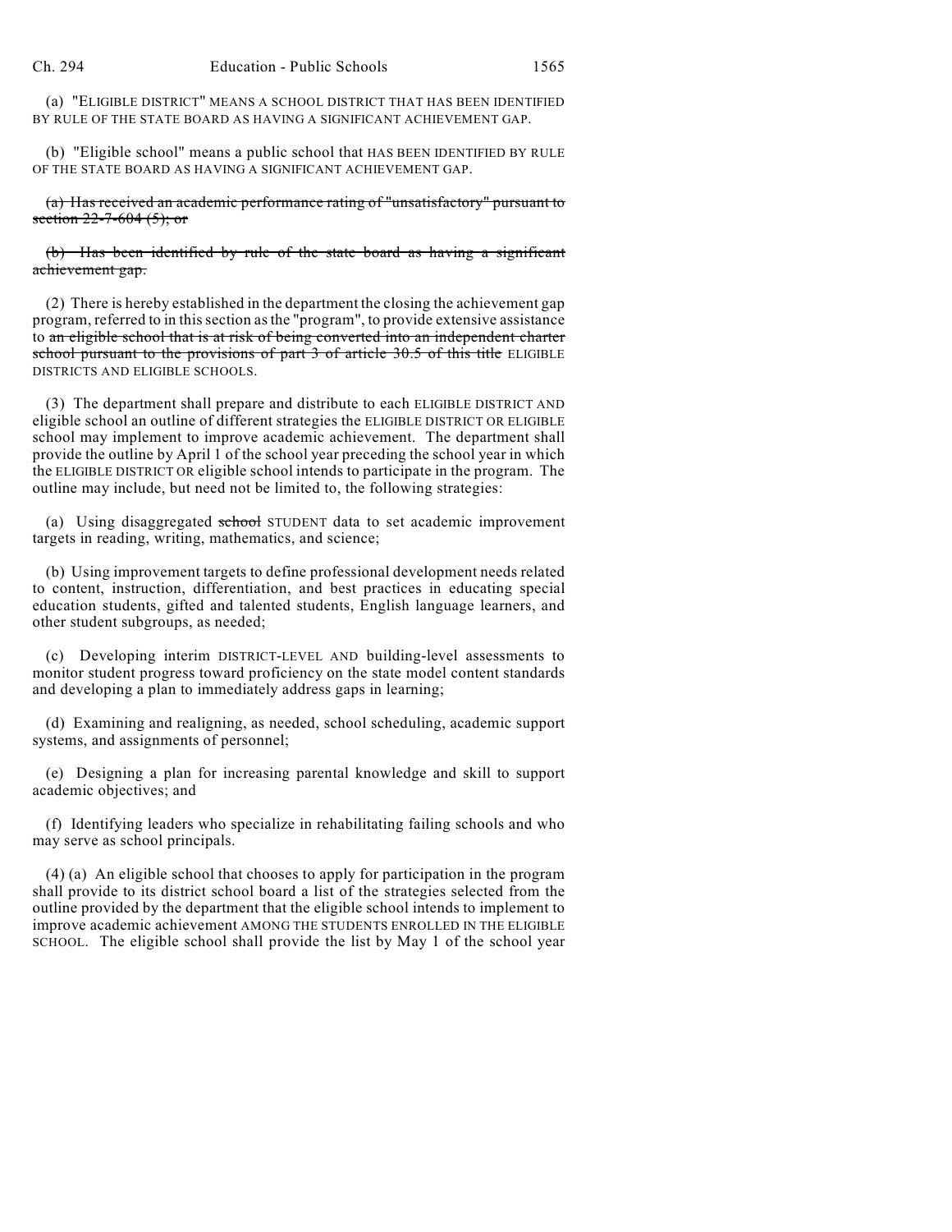(a) "ELIGIBLE DISTRICT" MEANS A SCHOOL DISTRICT THAT HAS BEEN IDENTIFIED BY RULE OF THE STATE BOARD AS HAVING A SIGNIFICANT ACHIEVEMENT GAP.

(b) "Eligible school" means a public school that HAS BEEN IDENTIFIED BY RULE OF THE STATE BOARD AS HAVING A SIGNIFICANT ACHIEVEMENT GAP.

~~(a) Has received an academic performance rating of "unsatisfactory" pursuant to section 22-7-604 (5); or~~

~~(b) Has been identified by rule of the state board as having a significant achievement gap.~~

(2) There is hereby established in the department the closing the achievement gap program, referred to in this section as the "program", to provide extensive assistance to ~~an eligible school that is at risk of being converted into an independent charter school pursuant to the provisions of part 3 of article 30.5 of this title~~ ELIGIBLE DISTRICTS AND ELIGIBLE SCHOOLS.

(3) The department shall prepare and distribute to each ELIGIBLE DISTRICT AND eligible school an outline of different strategies the ELIGIBLE DISTRICT OR ELIGIBLE school may implement to improve academic achievement. The department shall provide the outline by April 1 of the school year preceding the school year in which the ELIGIBLE DISTRICT OR eligible school intends to participate in the program. The outline may include, but need not be limited to, the following strategies:

(a) Using disaggregated ~~school~~ STUDENT data to set academic improvement targets in reading, writing, mathematics, and science;

(b) Using improvement targets to define professional development needs related to content, instruction, differentiation, and best practices in educating special education students, gifted and talented students, English language learners, and other student subgroups, as needed;

(c) Developing interim DISTRICT-LEVEL AND building-level assessments to monitor student progress toward proficiency on the state model content standards and developing a plan to immediately address gaps in learning;

(d) Examining and realigning, as needed, school scheduling, academic support systems, and assignments of personnel;

(e) Designing a plan for increasing parental knowledge and skill to support academic objectives; and

(f) Identifying leaders who specialize in rehabilitating failing schools and who may serve as school principals.

(4) (a) An eligible school that chooses to apply for participation in the program shall provide to its district school board a list of the strategies selected from the outline provided by the department that the eligible school intends to implement to improve academic achievement AMONG THE STUDENTS ENROLLED IN THE ELIGIBLE SCHOOL. The eligible school shall provide the list by May 1 of the school year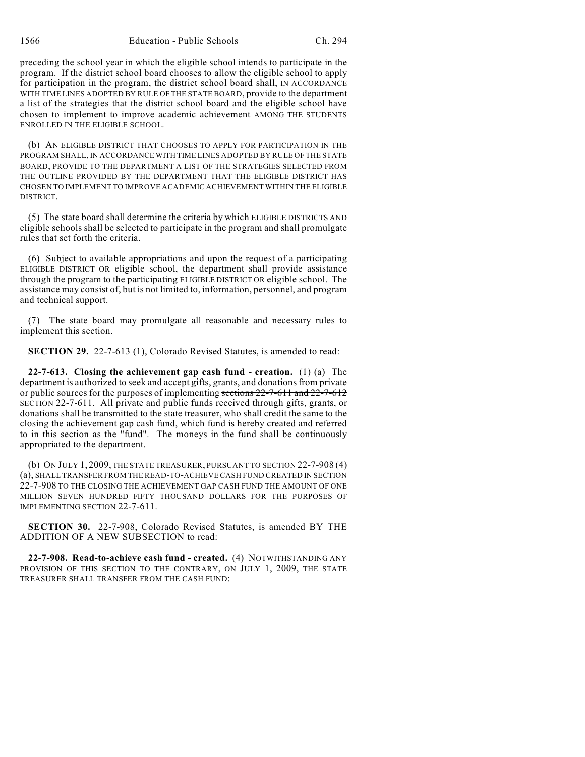preceding the school year in which the eligible school intends to participate in the program. If the district school board chooses to allow the eligible school to apply for participation in the program, the district school board shall, IN ACCORDANCE WITH TIME LINES ADOPTED BY RULE OF THE STATE BOARD, provide to the department a list of the strategies that the district school board and the eligible school have chosen to implement to improve academic achievement AMONG THE STUDENTS ENROLLED IN THE ELIGIBLE SCHOOL.

(b) AN ELIGIBLE DISTRICT THAT CHOOSES TO APPLY FOR PARTICIPATION IN THE PROGRAM SHALL, IN ACCORDANCE WITH TIME LINES ADOPTED BY RULE OF THE STATE BOARD, PROVIDE TO THE DEPARTMENT A LIST OF THE STRATEGIES SELECTED FROM THE OUTLINE PROVIDED BY THE DEPARTMENT THAT THE ELIGIBLE DISTRICT HAS CHOSEN TO IMPLEMENT TO IMPROVE ACADEMIC ACHIEVEMENT WITHIN THE ELIGIBLE DISTRICT.

(5) The state board shall determine the criteria by which ELIGIBLE DISTRICTS AND eligible schools shall be selected to participate in the program and shall promulgate rules that set forth the criteria.

(6) Subject to available appropriations and upon the request of a participating ELIGIBLE DISTRICT OR eligible school, the department shall provide assistance through the program to the participating ELIGIBLE DISTRICT OR eligible school. The assistance may consist of, but is not limited to, information, personnel, and program and technical support.

(7) The state board may promulgate all reasonable and necessary rules to implement this section.

**SECTION 29.** 22-7-613 (1), Colorado Revised Statutes, is amended to read:

**22-7-613. Closing the achievement gap cash fund - creation.** (1) (a) The department is authorized to seek and accept gifts, grants, and donations from private or public sources for the purposes of implementing ~~sections 22-7-611 and 22-7-612~~ SECTION 22-7-611. All private and public funds received through gifts, grants, or donations shall be transmitted to the state treasurer, who shall credit the same to the closing the achievement gap cash fund, which fund is hereby created and referred to in this section as the "fund". The moneys in the fund shall be continuously appropriated to the department.

(b) ON JULY 1, 2009, THE STATE TREASURER, PURSUANT TO SECTION 22-7-908 (4) (a), SHALL TRANSFER FROM THE READ-TO-ACHIEVE CASH FUND CREATED IN SECTION 22-7-908 TO THE CLOSING THE ACHIEVEMENT GAP CASH FUND THE AMOUNT OF ONE MILLION SEVEN HUNDRED FIFTY THOUSAND DOLLARS FOR THE PURPOSES OF IMPLEMENTING SECTION 22-7-611.

**SECTION 30.** 22-7-908, Colorado Revised Statutes, is amended BY THE ADDITION OF A NEW SUBSECTION to read:

**22-7-908. Read-to-achieve cash fund - created.** (4) NOTWITHSTANDING ANY PROVISION OF THIS SECTION TO THE CONTRARY, ON JULY 1, 2009, THE STATE TREASURER SHALL TRANSFER FROM THE CASH FUND: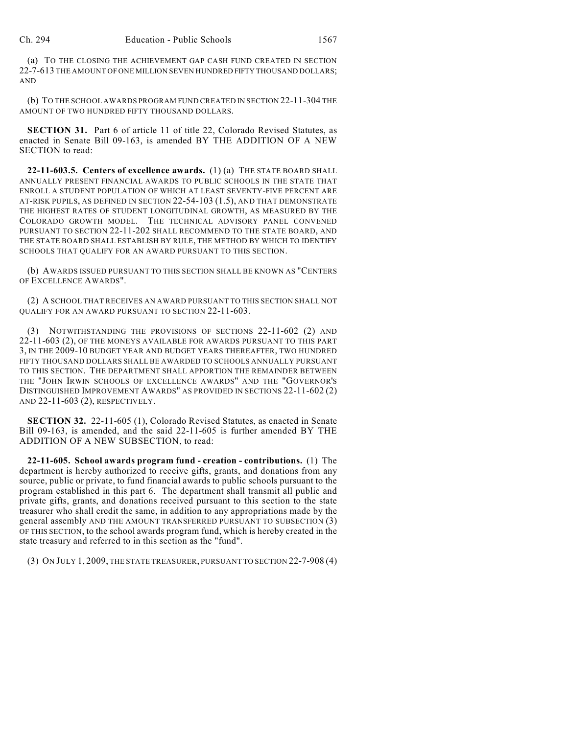(a) TO THE CLOSING THE ACHIEVEMENT GAP CASH FUND CREATED IN SECTION 22-7-613 THE AMOUNT OF ONE MILLION SEVEN HUNDRED FIFTY THOUSAND DOLLARS; AND

(b) TO THE SCHOOL AWARDS PROGRAM FUND CREATED IN SECTION 22-11-304 THE AMOUNT OF TWO HUNDRED FIFTY THOUSAND DOLLARS.

**SECTION 31.** Part 6 of article 11 of title 22, Colorado Revised Statutes, as enacted in Senate Bill 09-163, is amended BY THE ADDITION OF A NEW SECTION to read:

**22-11-603.5. Centers of excellence awards.** (1) (a) THE STATE BOARD SHALL ANNUALLY PRESENT FINANCIAL AWARDS TO PUBLIC SCHOOLS IN THE STATE THAT ENROLL A STUDENT POPULATION OF WHICH AT LEAST SEVENTY-FIVE PERCENT ARE AT-RISK PUPILS, AS DEFINED IN SECTION 22-54-103 (1.5), AND THAT DEMONSTRATE THE HIGHEST RATES OF STUDENT LONGITUDINAL GROWTH, AS MEASURED BY THE COLORADO GROWTH MODEL. THE TECHNICAL ADVISORY PANEL CONVENED PURSUANT TO SECTION 22-11-202 SHALL RECOMMEND TO THE STATE BOARD, AND THE STATE BOARD SHALL ESTABLISH BY RULE, THE METHOD BY WHICH TO IDENTIFY SCHOOLS THAT QUALIFY FOR AN AWARD PURSUANT TO THIS SECTION.

(b) AWARDS ISSUED PURSUANT TO THIS SECTION SHALL BE KNOWN AS "CENTERS OF EXCELLENCE AWARDS".

(2) A SCHOOL THAT RECEIVES AN AWARD PURSUANT TO THIS SECTION SHALL NOT QUALIFY FOR AN AWARD PURSUANT TO SECTION 22-11-603.

(3) NOTWITHSTANDING THE PROVISIONS OF SECTIONS 22-11-602 (2) AND 22-11-603 (2), OF THE MONEYS AVAILABLE FOR AWARDS PURSUANT TO THIS PART 3, IN THE 2009-10 BUDGET YEAR AND BUDGET YEARS THEREAFTER, TWO HUNDRED FIFTY THOUSAND DOLLARS SHALL BE AWARDED TO SCHOOLS ANNUALLY PURSUANT TO THIS SECTION. THE DEPARTMENT SHALL APPORTION THE REMAINDER BETWEEN THE "JOHN IRWIN SCHOOLS OF EXCELLENCE AWARDS" AND THE "GOVERNOR'S DISTINGUISHED IMPROVEMENT AWARDS" AS PROVIDED IN SECTIONS 22-11-602 (2) AND 22-11-603 (2), RESPECTIVELY.

**SECTION 32.** 22-11-605 (1), Colorado Revised Statutes, as enacted in Senate Bill 09-163, is amended, and the said 22-11-605 is further amended BY THE ADDITION OF A NEW SUBSECTION, to read:

**22-11-605. School awards program fund - creation - contributions.** (1) The department is hereby authorized to receive gifts, grants, and donations from any source, public or private, to fund financial awards to public schools pursuant to the program established in this part 6. The department shall transmit all public and private gifts, grants, and donations received pursuant to this section to the state treasurer who shall credit the same, in addition to any appropriations made by the general assembly AND THE AMOUNT TRANSFERRED PURSUANT TO SUBSECTION (3) OF THIS SECTION, to the school awards program fund, which is hereby created in the state treasury and referred to in this section as the "fund".

(3) ON JULY 1, 2009, THE STATE TREASURER, PURSUANT TO SECTION 22-7-908 (4)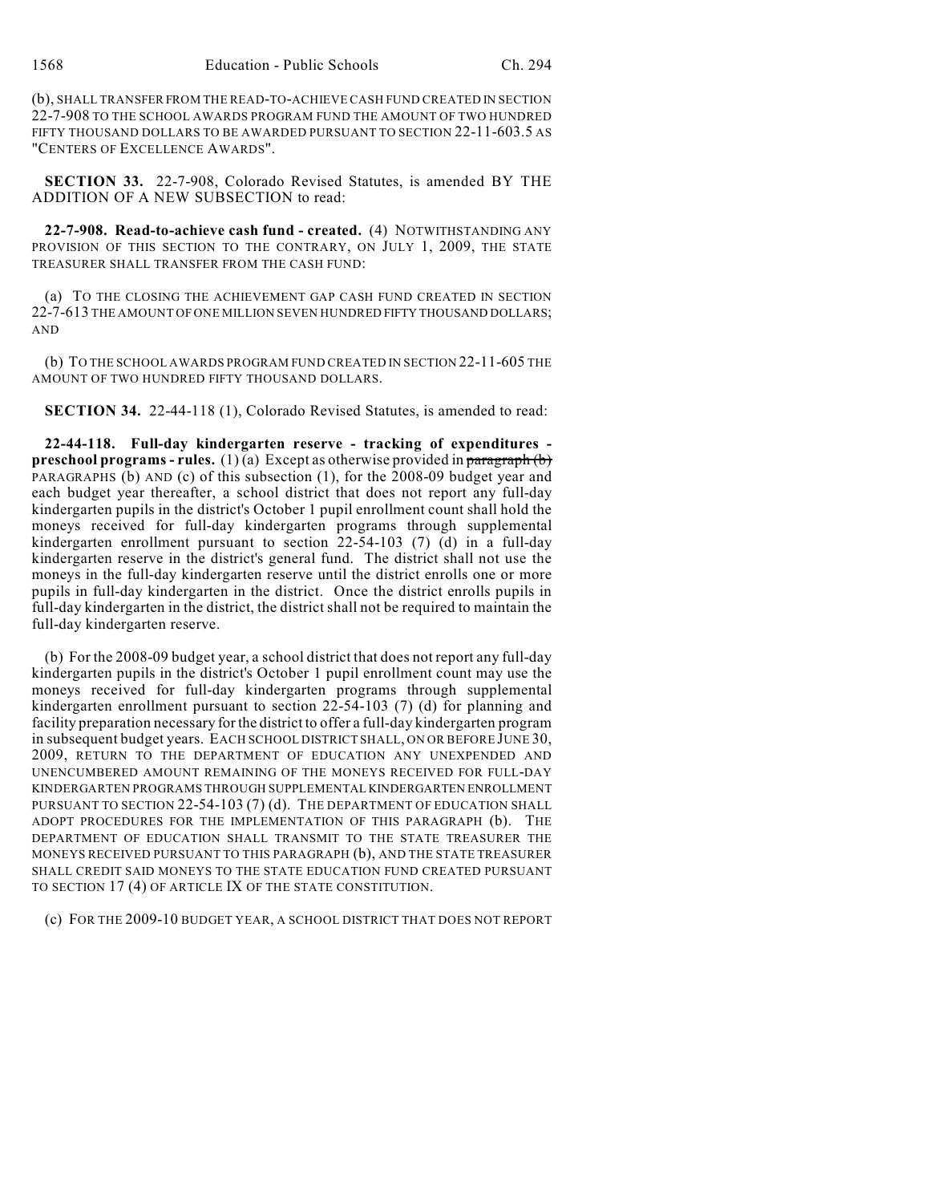(b), SHALL TRANSFER FROM THE READ-TO-ACHIEVE CASH FUND CREATED IN SECTION 22-7-908 TO THE SCHOOL AWARDS PROGRAM FUND THE AMOUNT OF TWO HUNDRED FIFTY THOUSAND DOLLARS TO BE AWARDED PURSUANT TO SECTION 22-11-603.5 AS "CENTERS OF EXCELLENCE AWARDS".

**SECTION 33.** 22-7-908, Colorado Revised Statutes, is amended BY THE ADDITION OF A NEW SUBSECTION to read:

**22-7-908. Read-to-achieve cash fund - created.** (4) NOTWITHSTANDING ANY PROVISION OF THIS SECTION TO THE CONTRARY, ON JULY 1, 2009, THE STATE TREASURER SHALL TRANSFER FROM THE CASH FUND:

(a) TO THE CLOSING THE ACHIEVEMENT GAP CASH FUND CREATED IN SECTION 22-7-613 THE AMOUNT OF ONE MILLION SEVEN HUNDRED FIFTY THOUSAND DOLLARS; AND

(b) TO THE SCHOOL AWARDS PROGRAM FUND CREATED IN SECTION 22-11-605 THE AMOUNT OF TWO HUNDRED FIFTY THOUSAND DOLLARS.

**SECTION 34.** 22-44-118 (1), Colorado Revised Statutes, is amended to read:

**22-44-118. Full-day kindergarten reserve - tracking of expenditures - preschool programs - rules.** (1) (a) Except as otherwise provided in ~~paragraph (b)~~ PARAGRAPHS (b) AND (c) of this subsection (1), for the 2008-09 budget year and each budget year thereafter, a school district that does not report any full-day kindergarten pupils in the district's October 1 pupil enrollment count shall hold the moneys received for full-day kindergarten programs through supplemental kindergarten enrollment pursuant to section 22-54-103 (7) (d) in a full-day kindergarten reserve in the district's general fund. The district shall not use the moneys in the full-day kindergarten reserve until the district enrolls one or more pupils in full-day kindergarten in the district. Once the district enrolls pupils in full-day kindergarten in the district, the district shall not be required to maintain the full-day kindergarten reserve.

(b) For the 2008-09 budget year, a school district that does not report any full-day kindergarten pupils in the district's October 1 pupil enrollment count may use the moneys received for full-day kindergarten programs through supplemental kindergarten enrollment pursuant to section 22-54-103 (7) (d) for planning and facility preparation necessary for the district to offer a full-day kindergarten program in subsequent budget years. EACH SCHOOL DISTRICT SHALL, ON OR BEFORE JUNE 30, 2009, RETURN TO THE DEPARTMENT OF EDUCATION ANY UNEXPENDED AND UNENCUMBERED AMOUNT REMAINING OF THE MONEYS RECEIVED FOR FULL-DAY KINDERGARTEN PROGRAMS THROUGH SUPPLEMENTAL KINDERGARTEN ENROLLMENT PURSUANT TO SECTION 22-54-103 (7) (d). THE DEPARTMENT OF EDUCATION SHALL ADOPT PROCEDURES FOR THE IMPLEMENTATION OF THIS PARAGRAPH (b). THE DEPARTMENT OF EDUCATION SHALL TRANSMIT TO THE STATE TREASURER THE MONEYS RECEIVED PURSUANT TO THIS PARAGRAPH (b), AND THE STATE TREASURER SHALL CREDIT SAID MONEYS TO THE STATE EDUCATION FUND CREATED PURSUANT TO SECTION 17 (4) OF ARTICLE IX OF THE STATE CONSTITUTION.

(c) FOR THE 2009-10 BUDGET YEAR, A SCHOOL DISTRICT THAT DOES NOT REPORT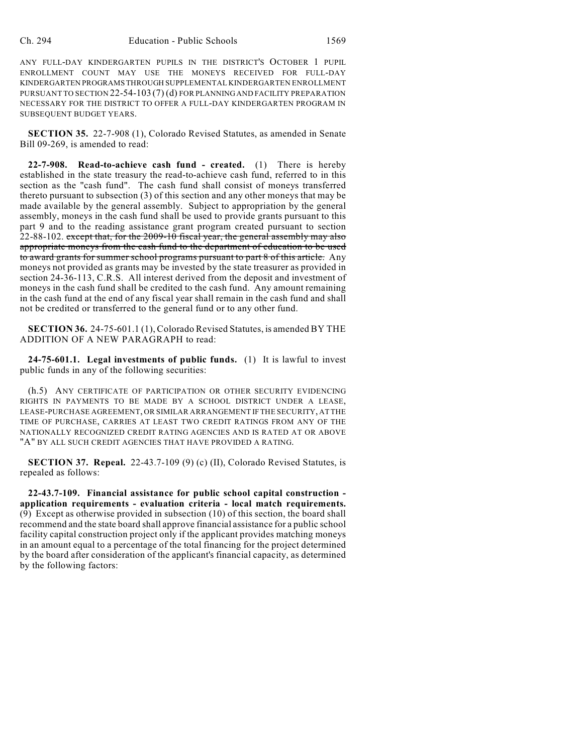ANY FULL-DAY KINDERGARTEN PUPILS IN THE DISTRICT'S OCTOBER 1 PUPIL ENROLLMENT COUNT MAY USE THE MONEYS RECEIVED FOR FULL-DAY KINDERGARTEN PROGRAMS THROUGH SUPPLEMENTAL KINDERGARTEN ENROLLMENT PURSUANT TO SECTION 22-54-103 (7) (d) FOR PLANNING AND FACILITY PREPARATION NECESSARY FOR THE DISTRICT TO OFFER A FULL-DAY KINDERGARTEN PROGRAM IN SUBSEQUENT BUDGET YEARS.

**SECTION 35.** 22-7-908 (1), Colorado Revised Statutes, as amended in Senate Bill 09-269, is amended to read:

**22-7-908. Read-to-achieve cash fund - created.** (1) There is hereby established in the state treasury the read-to-achieve cash fund, referred to in this section as the "cash fund". The cash fund shall consist of moneys transferred thereto pursuant to subsection (3) of this section and any other moneys that may be made available by the general assembly. Subject to appropriation by the general assembly, moneys in the cash fund shall be used to provide grants pursuant to this part 9 and to the reading assistance grant program created pursuant to section 22-88-102. ~~except that, for the 2009-10 fiscal year, the general assembly may also appropriate moneys from the cash fund to the department of education to be used to award grants for summer school programs pursuant to part 8 of this article.~~ Any moneys not provided as grants may be invested by the state treasurer as provided in section 24-36-113, C.R.S. All interest derived from the deposit and investment of moneys in the cash fund shall be credited to the cash fund. Any amount remaining in the cash fund at the end of any fiscal year shall remain in the cash fund and shall not be credited or transferred to the general fund or to any other fund.

**SECTION 36.** 24-75-601.1 (1), Colorado Revised Statutes, is amended BY THE ADDITION OF A NEW PARAGRAPH to read:

**24-75-601.1. Legal investments of public funds.** (1) It is lawful to invest public funds in any of the following securities:

(h.5) ANY CERTIFICATE OF PARTICIPATION OR OTHER SECURITY EVIDENCING RIGHTS IN PAYMENTS TO BE MADE BY A SCHOOL DISTRICT UNDER A LEASE, LEASE-PURCHASE AGREEMENT, OR SIMILAR ARRANGEMENT IF THE SECURITY, AT THE TIME OF PURCHASE, CARRIES AT LEAST TWO CREDIT RATINGS FROM ANY OF THE NATIONALLY RECOGNIZED CREDIT RATING AGENCIES AND IS RATED AT OR ABOVE "A" BY ALL SUCH CREDIT AGENCIES THAT HAVE PROVIDED A RATING.

**SECTION 37. Repeal.** 22-43.7-109 (9) (c) (II), Colorado Revised Statutes, is repealed as follows:

**22-43.7-109. Financial assistance for public school capital construction - application requirements - evaluation criteria - local match requirements.** (9) Except as otherwise provided in subsection (10) of this section, the board shall recommend and the state board shall approve financial assistance for a public school facility capital construction project only if the applicant provides matching moneys in an amount equal to a percentage of the total financing for the project determined by the board after consideration of the applicant's financial capacity, as determined by the following factors: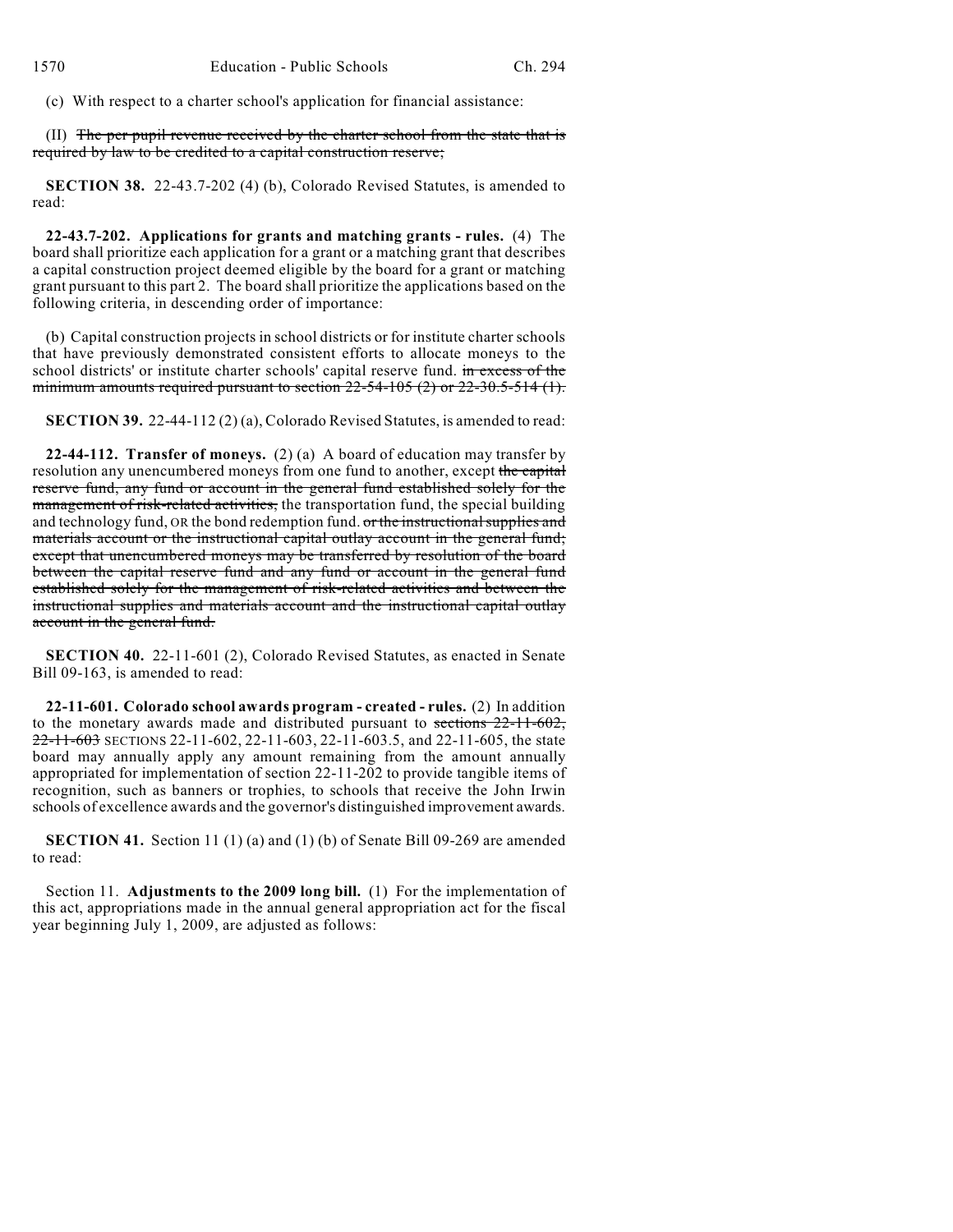(c) With respect to a charter school's application for financial assistance:

(II) ~~The per pupil revenue received by the charter school from the state that is required by law to be credited to a capital construction reserve;~~

**SECTION 38.** 22-43.7-202 (4) (b), Colorado Revised Statutes, is amended to read:

**22-43.7-202. Applications for grants and matching grants - rules.** (4) The board shall prioritize each application for a grant or a matching grant that describes a capital construction project deemed eligible by the board for a grant or matching grant pursuant to this part 2. The board shall prioritize the applications based on the following criteria, in descending order of importance:

(b) Capital construction projects in school districts or for institute charter schools that have previously demonstrated consistent efforts to allocate moneys to the school districts' or institute charter schools' capital reserve fund. ~~in excess of the minimum amounts required pursuant to section 22-54-105 (2) or 22-30.5-514 (1).~~

**SECTION 39.** 22-44-112 (2) (a), Colorado Revised Statutes, is amended to read:

**22-44-112. Transfer of moneys.** (2) (a) A board of education may transfer by resolution any unencumbered moneys from one fund to another, except ~~the capital reserve fund, any fund or account in the general fund established solely for the management of risk-related activities,~~ the transportation fund, the special building and technology fund, OR the bond redemption fund. ~~or the instructional supplies and materials account or the instructional capital outlay account in the general fund; except that unencumbered moneys may be transferred by resolution of the board between the capital reserve fund and any fund or account in the general fund established solely for the management of risk-related activities and between the instructional supplies and materials account and the instructional capital outlay account in the general fund.~~

**SECTION 40.** 22-11-601 (2), Colorado Revised Statutes, as enacted in Senate Bill 09-163, is amended to read:

**22-11-601. Colorado school awards program - created - rules.** (2) In addition to the monetary awards made and distributed pursuant to ~~sections 22-11-602, 22-11-603~~ SECTIONS 22-11-602, 22-11-603, 22-11-603.5, and 22-11-605, the state board may annually apply any amount remaining from the amount annually appropriated for implementation of section 22-11-202 to provide tangible items of recognition, such as banners or trophies, to schools that receive the John Irwin schools of excellence awards and the governor's distinguished improvement awards.

**SECTION 41.** Section 11 (1) (a) and (1) (b) of Senate Bill 09-269 are amended to read:

Section 11. **Adjustments to the 2009 long bill.** (1) For the implementation of this act, appropriations made in the annual general appropriation act for the fiscal year beginning July 1, 2009, are adjusted as follows: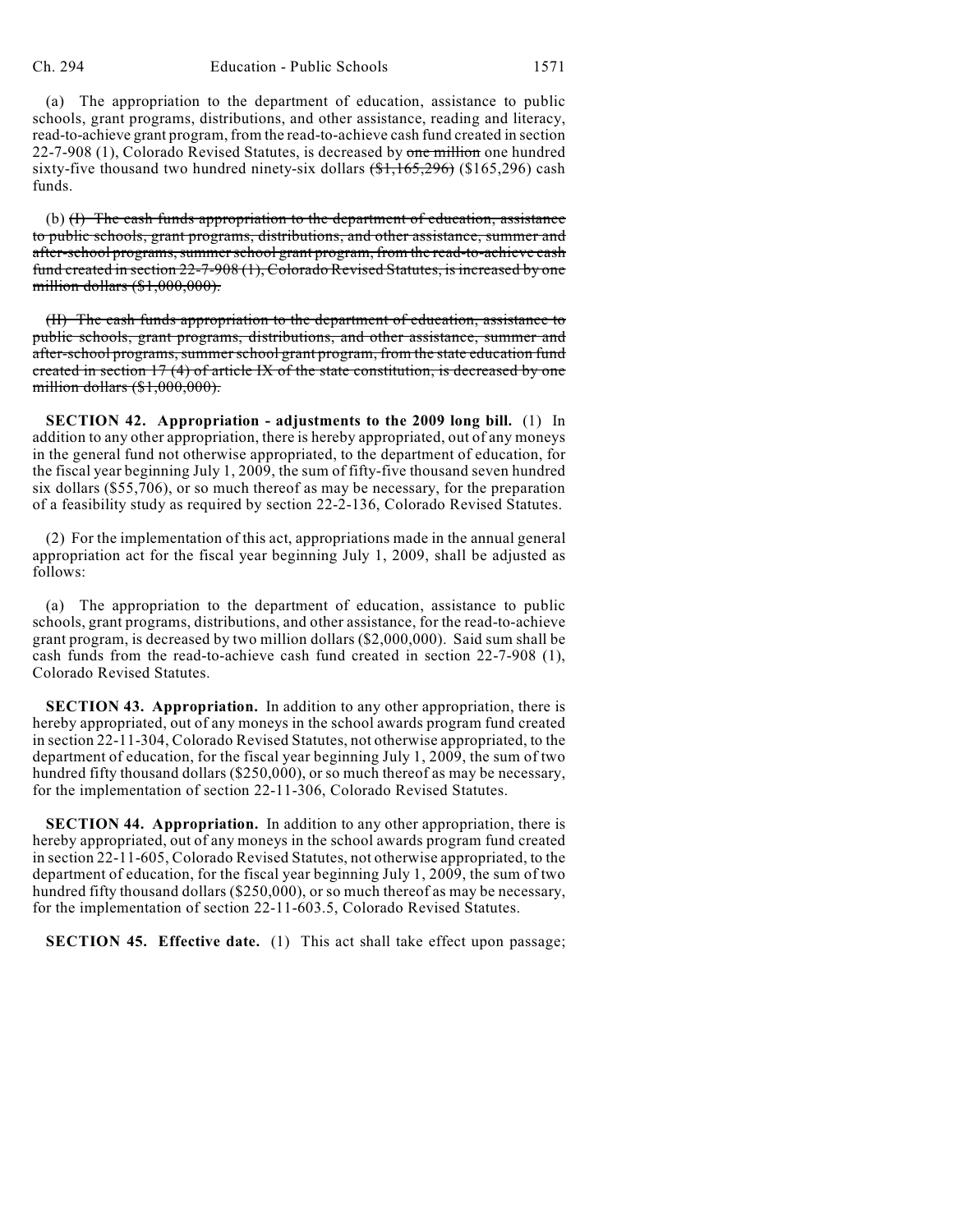(a) The appropriation to the department of education, assistance to public schools, grant programs, distributions, and other assistance, reading and literacy, read-to-achieve grant program, from the read-to-achieve cash fund created in section 22-7-908 (1), Colorado Revised Statutes, is decreased by ~~one million~~ one hundred sixty-five thousand two hundred ninety-six dollars ~~($1,165,296)~~ ($165,296) cash funds.

(b) ~~(I) The cash funds appropriation to the department of education, assistance to public schools, grant programs, distributions, and other assistance, summer and after-school programs, summer school grant program, from the read-to-achieve cash fund created in section 22-7-908 (1), Colorado Revised Statutes, is increased by one million dollars ($1,000,000).~~

~~(II) The cash funds appropriation to the department of education, assistance to public schools, grant programs, distributions, and other assistance, summer and after-school programs, summer school grant program, from the state education fund created in section 17 (4) of article IX of the state constitution, is decreased by one million dollars ($1,000,000).~~

**SECTION 42. Appropriation - adjustments to the 2009 long bill.** (1) In addition to any other appropriation, there is hereby appropriated, out of any moneys in the general fund not otherwise appropriated, to the department of education, for the fiscal year beginning July 1, 2009, the sum of fifty-five thousand seven hundred six dollars ($55,706), or so much thereof as may be necessary, for the preparation of a feasibility study as required by section 22-2-136, Colorado Revised Statutes.

(2) For the implementation of this act, appropriations made in the annual general appropriation act for the fiscal year beginning July 1, 2009, shall be adjusted as follows:

(a) The appropriation to the department of education, assistance to public schools, grant programs, distributions, and other assistance, for the read-to-achieve grant program, is decreased by two million dollars ($2,000,000). Said sum shall be cash funds from the read-to-achieve cash fund created in section 22-7-908 (1), Colorado Revised Statutes.

**SECTION 43. Appropriation.** In addition to any other appropriation, there is hereby appropriated, out of any moneys in the school awards program fund created in section 22-11-304, Colorado Revised Statutes, not otherwise appropriated, to the department of education, for the fiscal year beginning July 1, 2009, the sum of two hundred fifty thousand dollars ($250,000), or so much thereof as may be necessary, for the implementation of section 22-11-306, Colorado Revised Statutes.

**SECTION 44. Appropriation.** In addition to any other appropriation, there is hereby appropriated, out of any moneys in the school awards program fund created in section 22-11-605, Colorado Revised Statutes, not otherwise appropriated, to the department of education, for the fiscal year beginning July 1, 2009, the sum of two hundred fifty thousand dollars ($250,000), or so much thereof as may be necessary, for the implementation of section 22-11-603.5, Colorado Revised Statutes.

**SECTION 45. Effective date.** (1) This act shall take effect upon passage;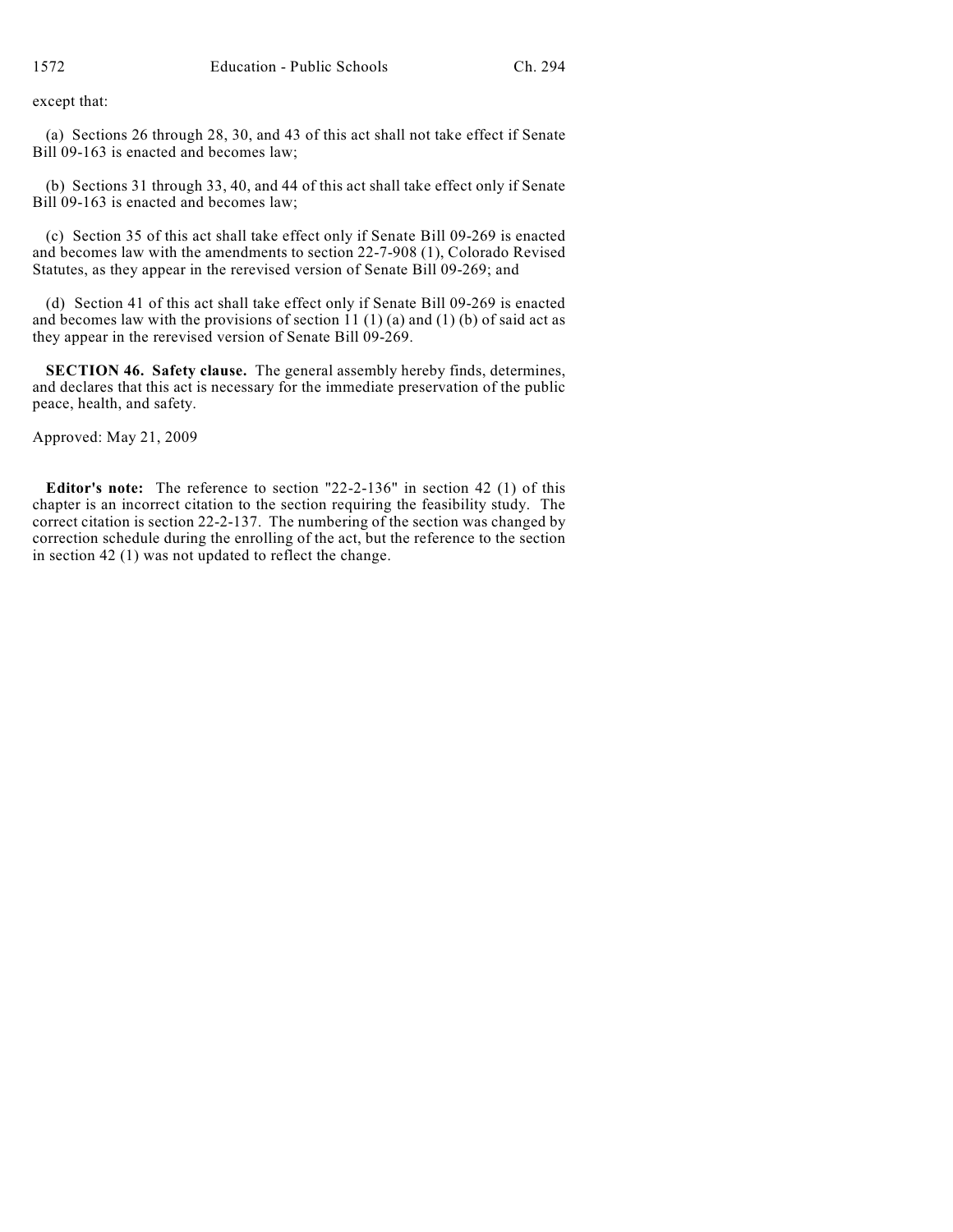except that:

(a) Sections 26 through 28, 30, and 43 of this act shall not take effect if Senate Bill 09-163 is enacted and becomes law;

(b) Sections 31 through 33, 40, and 44 of this act shall take effect only if Senate Bill 09-163 is enacted and becomes law;

(c) Section 35 of this act shall take effect only if Senate Bill 09-269 is enacted and becomes law with the amendments to section 22-7-908 (1), Colorado Revised Statutes, as they appear in the rerevised version of Senate Bill 09-269; and

(d) Section 41 of this act shall take effect only if Senate Bill 09-269 is enacted and becomes law with the provisions of section 11 (1) (a) and (1) (b) of said act as they appear in the rerevised version of Senate Bill 09-269.

**SECTION 46. Safety clause.** The general assembly hereby finds, determines, and declares that this act is necessary for the immediate preservation of the public peace, health, and safety.

Approved: May 21, 2009

**Editor's note:** The reference to section "22-2-136" in section 42 (1) of this chapter is an incorrect citation to the section requiring the feasibility study. The correct citation is section 22-2-137. The numbering of the section was changed by correction schedule during the enrolling of the act, but the reference to the section in section 42 (1) was not updated to reflect the change.